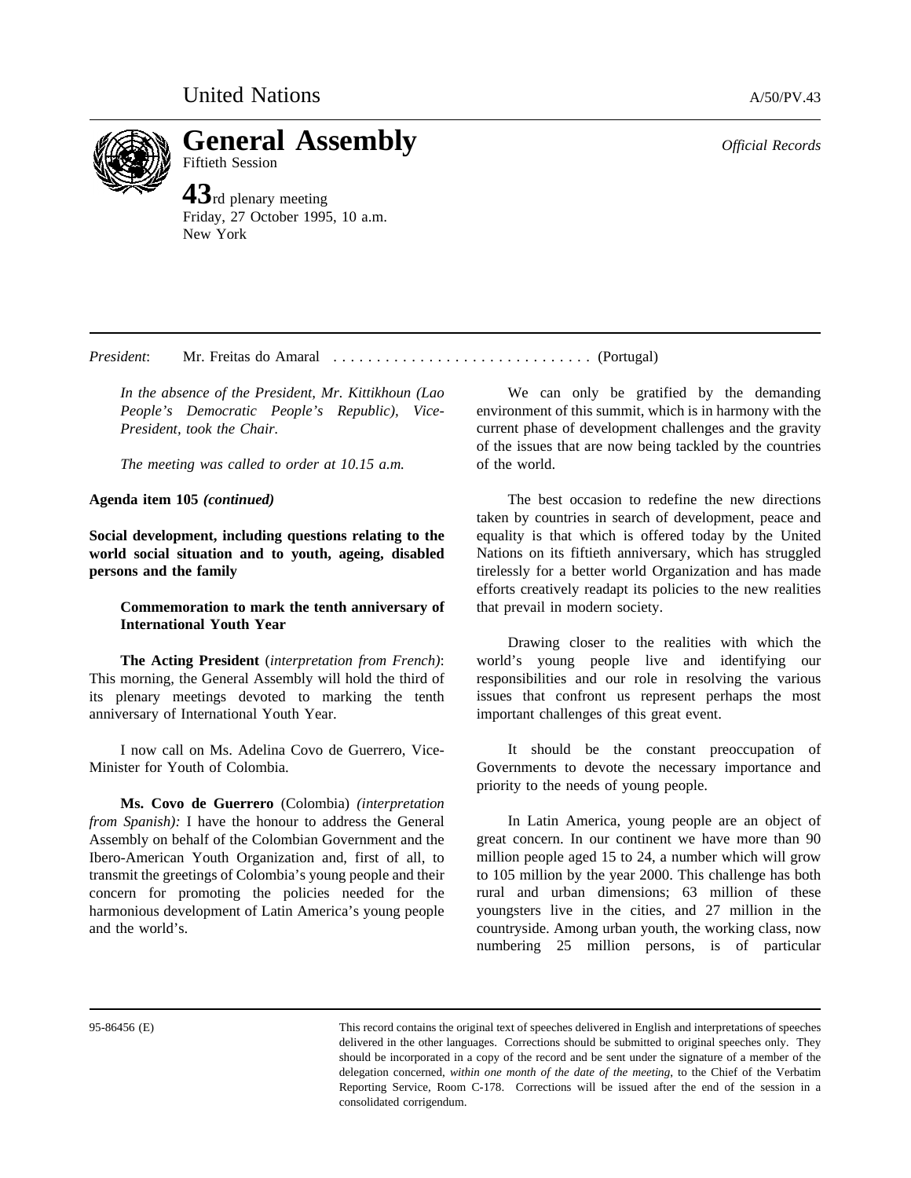United Nations A/50/PV.43

# General Assembly

Fiftieth Session

**43**rd plenary meeting
Friday, 27 October 1995, 10 a.m.
New York

*Official Records*

*President*: Mr. Freitas do Amaral .............................. (Portugal)

*In the absence of the President, Mr. Kittikhoun (Lao People's Democratic People's Republic), Vice-President, took the Chair.*

*The meeting was called to order at 10.15 a.m.*

**Agenda item 105** ***(continued)***

**Social development, including questions relating to the world social situation and to youth, ageing, disabled persons and the family**

**Commemoration to mark the tenth anniversary of International Youth Year**

**The Acting President** (*interpretation from French)*: This morning, the General Assembly will hold the third of its plenary meetings devoted to marking the tenth anniversary of International Youth Year.

I now call on Ms. Adelina Covo de Guerrero, Vice-Minister for Youth of Colombia.

**Ms. Covo de Guerrero** (Colombia) *(interpretation from Spanish):* I have the honour to address the General Assembly on behalf of the Colombian Government and the Ibero-American Youth Organization and, first of all, to transmit the greetings of Colombia's young people and their concern for promoting the policies needed for the harmonious development of Latin America's young people and the world's.

We can only be gratified by the demanding environment of this summit, which is in harmony with the current phase of development challenges and the gravity of the issues that are now being tackled by the countries of the world.

The best occasion to redefine the new directions taken by countries in search of development, peace and equality is that which is offered today by the United Nations on its fiftieth anniversary, which has struggled tirelessly for a better world Organization and has made efforts creatively readapt its policies to the new realities that prevail in modern society.

Drawing closer to the realities with which the world's young people live and identifying our responsibilities and our role in resolving the various issues that confront us represent perhaps the most important challenges of this great event.

It should be the constant preoccupation of Governments to devote the necessary importance and priority to the needs of young people.

In Latin America, young people are an object of great concern. In our continent we have more than 90 million people aged 15 to 24, a number which will grow to 105 million by the year 2000. This challenge has both rural and urban dimensions; 63 million of these youngsters live in the cities, and 27 million in the countryside. Among urban youth, the working class, now numbering 25 million persons, is of particular

95-86456 (E)

This record contains the original text of speeches delivered in English and interpretations of speeches delivered in the other languages. Corrections should be submitted to original speeches only. They should be incorporated in a copy of the record and be sent under the signature of a member of the delegation concerned, *within one month of the date of the meeting*, to the Chief of the Verbatim Reporting Service, Room C-178. Corrections will be issued after the end of the session in a consolidated corrigendum.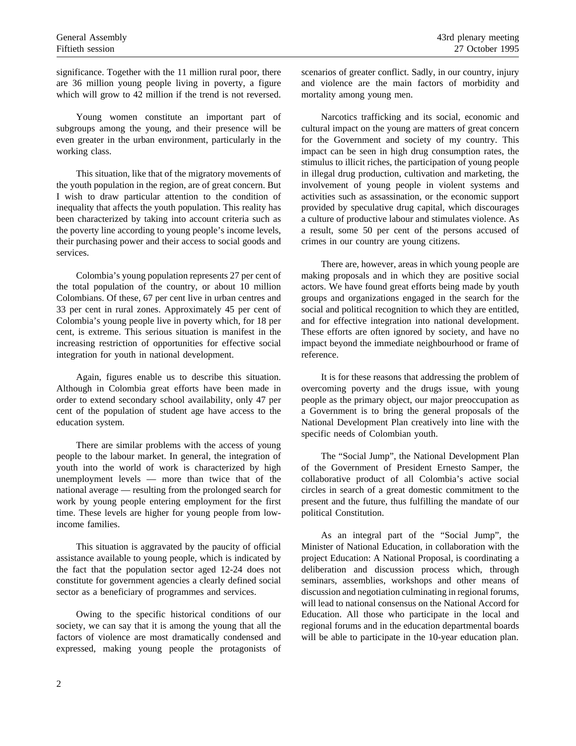significance. Together with the 11 million rural poor, there are 36 million young people living in poverty, a figure which will grow to 42 million if the trend is not reversed.

Young women constitute an important part of subgroups among the young, and their presence will be even greater in the urban environment, particularly in the working class.

This situation, like that of the migratory movements of the youth population in the region, are of great concern. But I wish to draw particular attention to the condition of inequality that affects the youth population. This reality has been characterized by taking into account criteria such as the poverty line according to young people's income levels, their purchasing power and their access to social goods and services.

Colombia's young population represents 27 per cent of the total population of the country, or about 10 million Colombians. Of these, 67 per cent live in urban centres and 33 per cent in rural zones. Approximately 45 per cent of Colombia's young people live in poverty which, for 18 per cent, is extreme. This serious situation is manifest in the increasing restriction of opportunities for effective social integration for youth in national development.

Again, figures enable us to describe this situation. Although in Colombia great efforts have been made in order to extend secondary school availability, only 47 per cent of the population of student age have access to the education system.

There are similar problems with the access of young people to the labour market. In general, the integration of youth into the world of work is characterized by high unemployment levels — more than twice that of the national average — resulting from the prolonged search for work by young people entering employment for the first time. These levels are higher for young people from low-income families.

This situation is aggravated by the paucity of official assistance available to young people, which is indicated by the fact that the population sector aged 12-24 does not constitute for government agencies a clearly defined social sector as a beneficiary of programmes and services.

Owing to the specific historical conditions of our society, we can say that it is among the young that all the factors of violence are most dramatically condensed and expressed, making young people the protagonists of scenarios of greater conflict. Sadly, in our country, injury and violence are the main factors of morbidity and mortality among young men.

Narcotics trafficking and its social, economic and cultural impact on the young are matters of great concern for the Government and society of my country. This impact can be seen in high drug consumption rates, the stimulus to illicit riches, the participation of young people in illegal drug production, cultivation and marketing, the involvement of young people in violent systems and activities such as assassination, or the economic support provided by speculative drug capital, which discourages a culture of productive labour and stimulates violence. As a result, some 50 per cent of the persons accused of crimes in our country are young citizens.

There are, however, areas in which young people are making proposals and in which they are positive social actors. We have found great efforts being made by youth groups and organizations engaged in the search for the social and political recognition to which they are entitled, and for effective integration into national development. These efforts are often ignored by society, and have no impact beyond the immediate neighbourhood or frame of reference.

It is for these reasons that addressing the problem of overcoming poverty and the drugs issue, with young people as the primary object, our major preoccupation as a Government is to bring the general proposals of the National Development Plan creatively into line with the specific needs of Colombian youth.

The "Social Jump", the National Development Plan of the Government of President Ernesto Samper, the collaborative product of all Colombia's active social circles in search of a great domestic commitment to the present and the future, thus fulfilling the mandate of our political Constitution.

As an integral part of the "Social Jump", the Minister of National Education, in collaboration with the project Education: A National Proposal, is coordinating a deliberation and discussion process which, through seminars, assemblies, workshops and other means of discussion and negotiation culminating in regional forums, will lead to national consensus on the National Accord for Education. All those who participate in the local and regional forums and in the education departmental boards will be able to participate in the 10-year education plan.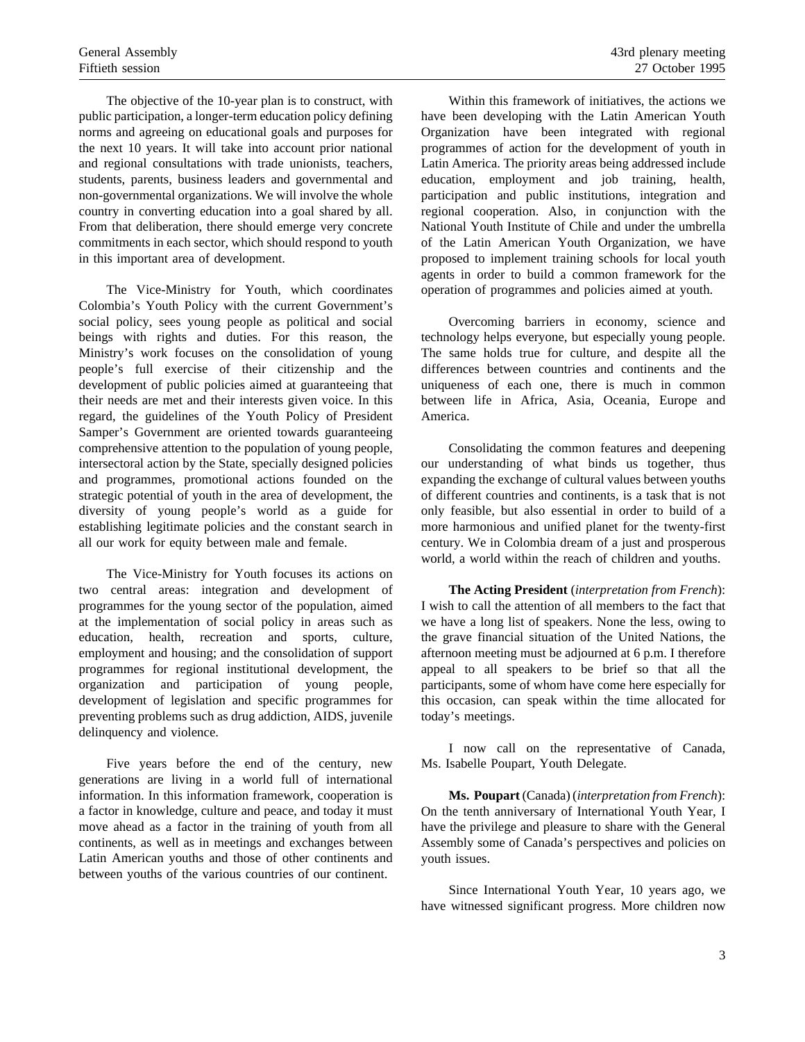The objective of the 10-year plan is to construct, with public participation, a longer-term education policy defining norms and agreeing on educational goals and purposes for the next 10 years. It will take into account prior national and regional consultations with trade unionists, teachers, students, parents, business leaders and governmental and non-governmental organizations. We will involve the whole country in converting education into a goal shared by all. From that deliberation, there should emerge very concrete commitments in each sector, which should respond to youth in this important area of development.

The Vice-Ministry for Youth, which coordinates Colombia's Youth Policy with the current Government's social policy, sees young people as political and social beings with rights and duties. For this reason, the Ministry's work focuses on the consolidation of young people's full exercise of their citizenship and the development of public policies aimed at guaranteeing that their needs are met and their interests given voice. In this regard, the guidelines of the Youth Policy of President Samper's Government are oriented towards guaranteeing comprehensive attention to the population of young people, intersectoral action by the State, specially designed policies and programmes, promotional actions founded on the strategic potential of youth in the area of development, the diversity of young people's world as a guide for establishing legitimate policies and the constant search in all our work for equity between male and female.

The Vice-Ministry for Youth focuses its actions on two central areas: integration and development of programmes for the young sector of the population, aimed at the implementation of social policy in areas such as education, health, recreation and sports, culture, employment and housing; and the consolidation of support programmes for regional institutional development, the organization and participation of young people, development of legislation and specific programmes for preventing problems such as drug addiction, AIDS, juvenile delinquency and violence.

Five years before the end of the century, new generations are living in a world full of international information. In this information framework, cooperation is a factor in knowledge, culture and peace, and today it must move ahead as a factor in the training of youth from all continents, as well as in meetings and exchanges between Latin American youths and those of other continents and between youths of the various countries of our continent.

Within this framework of initiatives, the actions we have been developing with the Latin American Youth Organization have been integrated with regional programmes of action for the development of youth in Latin America. The priority areas being addressed include education, employment and job training, health, participation and public institutions, integration and regional cooperation. Also, in conjunction with the National Youth Institute of Chile and under the umbrella of the Latin American Youth Organization, we have proposed to implement training schools for local youth agents in order to build a common framework for the operation of programmes and policies aimed at youth.

Overcoming barriers in economy, science and technology helps everyone, but especially young people. The same holds true for culture, and despite all the differences between countries and continents and the uniqueness of each one, there is much in common between life in Africa, Asia, Oceania, Europe and America.

Consolidating the common features and deepening our understanding of what binds us together, thus expanding the exchange of cultural values between youths of different countries and continents, is a task that is not only feasible, but also essential in order to build of a more harmonious and unified planet for the twenty-first century. We in Colombia dream of a just and prosperous world, a world within the reach of children and youths.

**The Acting President** (*interpretation from French*): I wish to call the attention of all members to the fact that we have a long list of speakers. None the less, owing to the grave financial situation of the United Nations, the afternoon meeting must be adjourned at 6 p.m. I therefore appeal to all speakers to be brief so that all the participants, some of whom have come here especially for this occasion, can speak within the time allocated for today's meetings.

I now call on the representative of Canada, Ms. Isabelle Poupart, Youth Delegate.

**Ms. Poupart** (Canada) (*interpretation from French*): On the tenth anniversary of International Youth Year, I have the privilege and pleasure to share with the General Assembly some of Canada's perspectives and policies on youth issues.

Since International Youth Year, 10 years ago, we have witnessed significant progress. More children now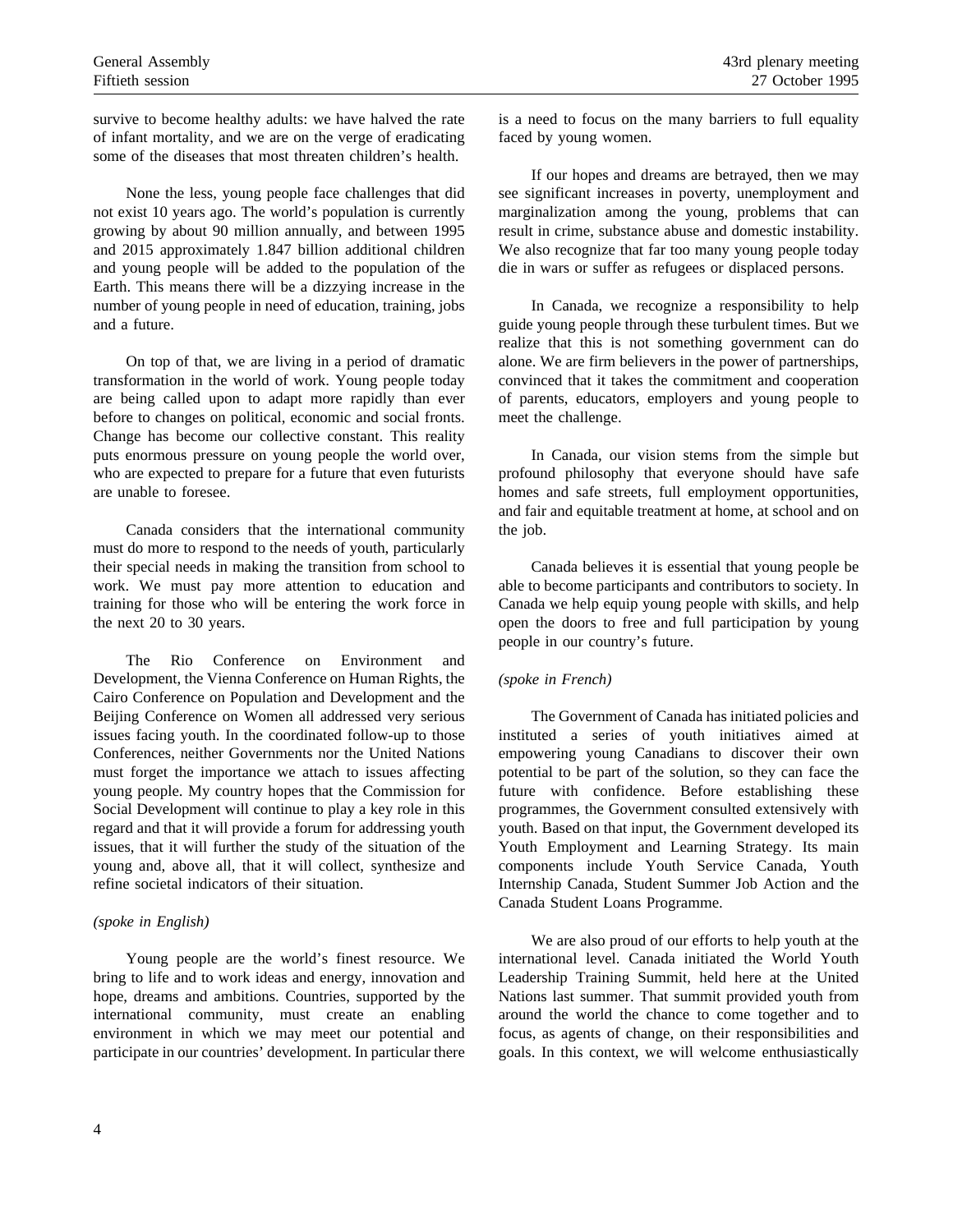survive to become healthy adults: we have halved the rate of infant mortality, and we are on the verge of eradicating some of the diseases that most threaten children's health.

None the less, young people face challenges that did not exist 10 years ago. The world's population is currently growing by about 90 million annually, and between 1995 and 2015 approximately 1.847 billion additional children and young people will be added to the population of the Earth. This means there will be a dizzying increase in the number of young people in need of education, training, jobs and a future.

On top of that, we are living in a period of dramatic transformation in the world of work. Young people today are being called upon to adapt more rapidly than ever before to changes on political, economic and social fronts. Change has become our collective constant. This reality puts enormous pressure on young people the world over, who are expected to prepare for a future that even futurists are unable to foresee.

Canada considers that the international community must do more to respond to the needs of youth, particularly their special needs in making the transition from school to work. We must pay more attention to education and training for those who will be entering the work force in the next 20 to 30 years.

The Rio Conference on Environment and Development, the Vienna Conference on Human Rights, the Cairo Conference on Population and Development and the Beijing Conference on Women all addressed very serious issues facing youth. In the coordinated follow-up to those Conferences, neither Governments nor the United Nations must forget the importance we attach to issues affecting young people. My country hopes that the Commission for Social Development will continue to play a key role in this regard and that it will provide a forum for addressing youth issues, that it will further the study of the situation of the young and, above all, that it will collect, synthesize and refine societal indicators of their situation.

*(spoke in English)*

Young people are the world's finest resource. We bring to life and to work ideas and energy, innovation and hope, dreams and ambitions. Countries, supported by the international community, must create an enabling environment in which we may meet our potential and participate in our countries' development. In particular there is a need to focus on the many barriers to full equality faced by young women.

If our hopes and dreams are betrayed, then we may see significant increases in poverty, unemployment and marginalization among the young, problems that can result in crime, substance abuse and domestic instability. We also recognize that far too many young people today die in wars or suffer as refugees or displaced persons.

In Canada, we recognize a responsibility to help guide young people through these turbulent times. But we realize that this is not something government can do alone. We are firm believers in the power of partnerships, convinced that it takes the commitment and cooperation of parents, educators, employers and young people to meet the challenge.

In Canada, our vision stems from the simple but profound philosophy that everyone should have safe homes and safe streets, full employment opportunities, and fair and equitable treatment at home, at school and on the job.

Canada believes it is essential that young people be able to become participants and contributors to society. In Canada we help equip young people with skills, and help open the doors to free and full participation by young people in our country's future.

*(spoke in French)*

The Government of Canada has initiated policies and instituted a series of youth initiatives aimed at empowering young Canadians to discover their own potential to be part of the solution, so they can face the future with confidence. Before establishing these programmes, the Government consulted extensively with youth. Based on that input, the Government developed its Youth Employment and Learning Strategy. Its main components include Youth Service Canada, Youth Internship Canada, Student Summer Job Action and the Canada Student Loans Programme.

We are also proud of our efforts to help youth at the international level. Canada initiated the World Youth Leadership Training Summit, held here at the United Nations last summer. That summit provided youth from around the world the chance to come together and to focus, as agents of change, on their responsibilities and goals. In this context, we will welcome enthusiastically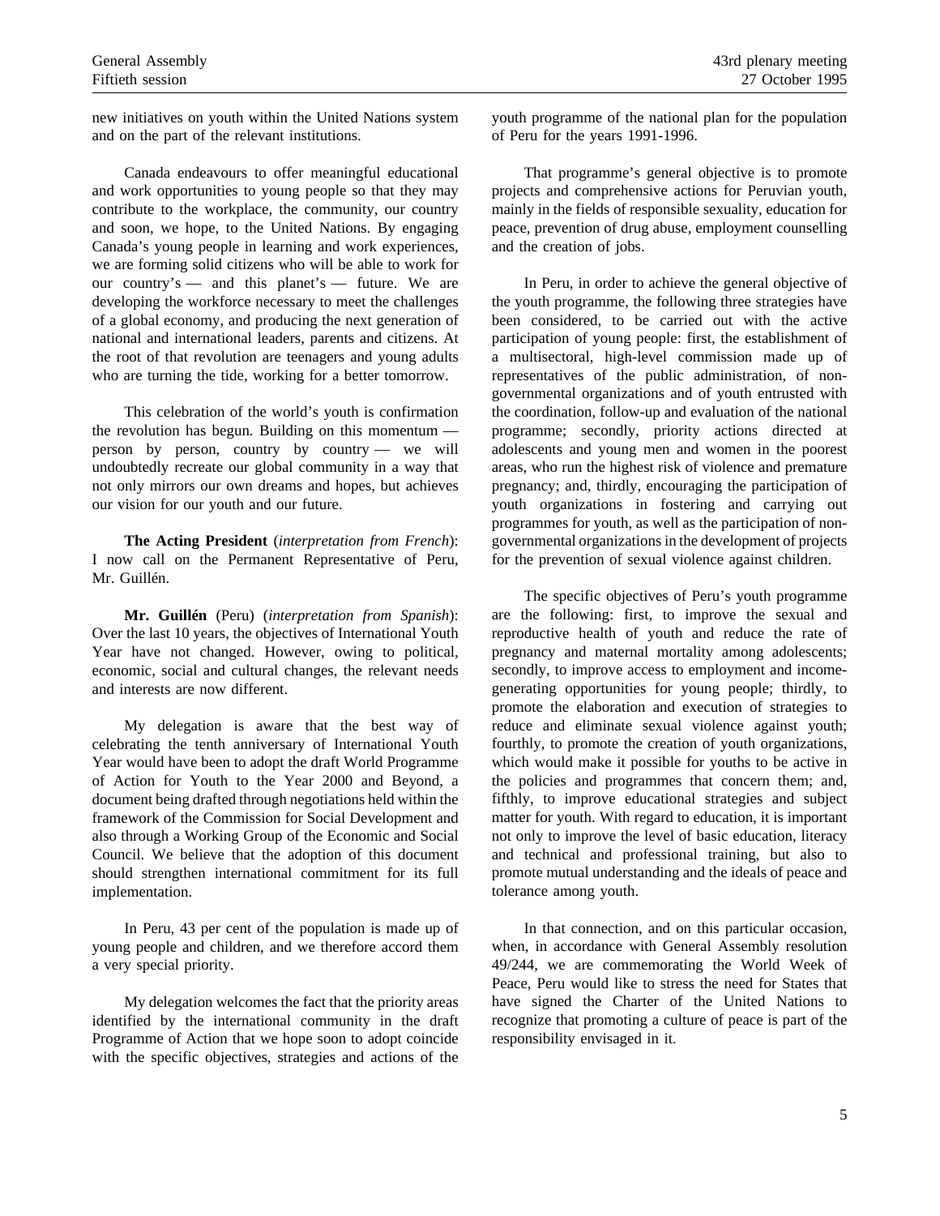new initiatives on youth within the United Nations system and on the part of the relevant institutions.

Canada endeavours to offer meaningful educational and work opportunities to young people so that they may contribute to the workplace, the community, our country and soon, we hope, to the United Nations. By engaging Canada's young people in learning and work experiences, we are forming solid citizens who will be able to work for our country's — and this planet's — future. We are developing the workforce necessary to meet the challenges of a global economy, and producing the next generation of national and international leaders, parents and citizens. At the root of that revolution are teenagers and young adults who are turning the tide, working for a better tomorrow.

This celebration of the world's youth is confirmation the revolution has begun. Building on this momentum — person by person, country by country — we will undoubtedly recreate our global community in a way that not only mirrors our own dreams and hopes, but achieves our vision for our youth and our future.

**The Acting President** (*interpretation from French*): I now call on the Permanent Representative of Peru, Mr. Guillén.

**Mr. Guillén** (Peru) (*interpretation from Spanish*): Over the last 10 years, the objectives of International Youth Year have not changed. However, owing to political, economic, social and cultural changes, the relevant needs and interests are now different.

My delegation is aware that the best way of celebrating the tenth anniversary of International Youth Year would have been to adopt the draft World Programme of Action for Youth to the Year 2000 and Beyond, a document being drafted through negotiations held within the framework of the Commission for Social Development and also through a Working Group of the Economic and Social Council. We believe that the adoption of this document should strengthen international commitment for its full implementation.

In Peru, 43 per cent of the population is made up of young people and children, and we therefore accord them a very special priority.

My delegation welcomes the fact that the priority areas identified by the international community in the draft Programme of Action that we hope soon to adopt coincide with the specific objectives, strategies and actions of the youth programme of the national plan for the population of Peru for the years 1991-1996.

That programme's general objective is to promote projects and comprehensive actions for Peruvian youth, mainly in the fields of responsible sexuality, education for peace, prevention of drug abuse, employment counselling and the creation of jobs.

In Peru, in order to achieve the general objective of the youth programme, the following three strategies have been considered, to be carried out with the active participation of young people: first, the establishment of a multisectoral, high-level commission made up of representatives of the public administration, of non-governmental organizations and of youth entrusted with the coordination, follow-up and evaluation of the national programme; secondly, priority actions directed at adolescents and young men and women in the poorest areas, who run the highest risk of violence and premature pregnancy; and, thirdly, encouraging the participation of youth organizations in fostering and carrying out programmes for youth, as well as the participation of non-governmental organizations in the development of projects for the prevention of sexual violence against children.

The specific objectives of Peru's youth programme are the following: first, to improve the sexual and reproductive health of youth and reduce the rate of pregnancy and maternal mortality among adolescents; secondly, to improve access to employment and income-generating opportunities for young people; thirdly, to promote the elaboration and execution of strategies to reduce and eliminate sexual violence against youth; fourthly, to promote the creation of youth organizations, which would make it possible for youths to be active in the policies and programmes that concern them; and, fifthly, to improve educational strategies and subject matter for youth. With regard to education, it is important not only to improve the level of basic education, literacy and technical and professional training, but also to promote mutual understanding and the ideals of peace and tolerance among youth.

In that connection, and on this particular occasion, when, in accordance with General Assembly resolution 49/244, we are commemorating the World Week of Peace, Peru would like to stress the need for States that have signed the Charter of the United Nations to recognize that promoting a culture of peace is part of the responsibility envisaged in it.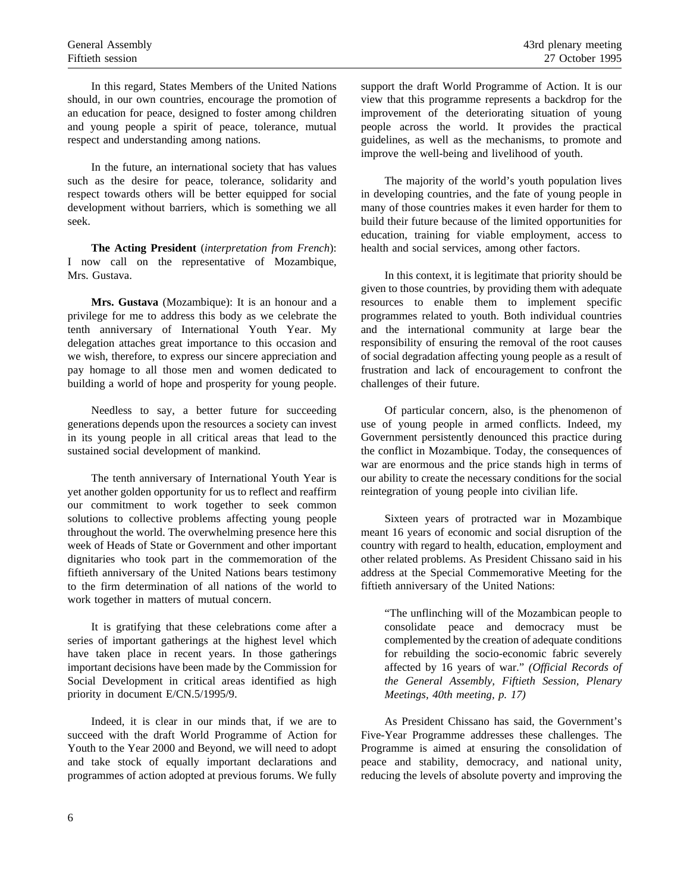In this regard, States Members of the United Nations should, in our own countries, encourage the promotion of an education for peace, designed to foster among children and young people a spirit of peace, tolerance, mutual respect and understanding among nations.

In the future, an international society that has values such as the desire for peace, tolerance, solidarity and respect towards others will be better equipped for social development without barriers, which is something we all seek.

**The Acting President** (*interpretation from French*): I now call on the representative of Mozambique, Mrs. Gustava.

**Mrs. Gustava** (Mozambique): It is an honour and a privilege for me to address this body as we celebrate the tenth anniversary of International Youth Year. My delegation attaches great importance to this occasion and we wish, therefore, to express our sincere appreciation and pay homage to all those men and women dedicated to building a world of hope and prosperity for young people.

Needless to say, a better future for succeeding generations depends upon the resources a society can invest in its young people in all critical areas that lead to the sustained social development of mankind.

The tenth anniversary of International Youth Year is yet another golden opportunity for us to reflect and reaffirm our commitment to work together to seek common solutions to collective problems affecting young people throughout the world. The overwhelming presence here this week of Heads of State or Government and other important dignitaries who took part in the commemoration of the fiftieth anniversary of the United Nations bears testimony to the firm determination of all nations of the world to work together in matters of mutual concern.

It is gratifying that these celebrations come after a series of important gatherings at the highest level which have taken place in recent years. In those gatherings important decisions have been made by the Commission for Social Development in critical areas identified as high priority in document E/CN.5/1995/9.

Indeed, it is clear in our minds that, if we are to succeed with the draft World Programme of Action for Youth to the Year 2000 and Beyond, we will need to adopt and take stock of equally important declarations and programmes of action adopted at previous forums. We fully support the draft World Programme of Action. It is our view that this programme represents a backdrop for the improvement of the deteriorating situation of young people across the world. It provides the practical guidelines, as well as the mechanisms, to promote and improve the well-being and livelihood of youth.

The majority of the world's youth population lives in developing countries, and the fate of young people in many of those countries makes it even harder for them to build their future because of the limited opportunities for education, training for viable employment, access to health and social services, among other factors.

In this context, it is legitimate that priority should be given to those countries, by providing them with adequate resources to enable them to implement specific programmes related to youth. Both individual countries and the international community at large bear the responsibility of ensuring the removal of the root causes of social degradation affecting young people as a result of frustration and lack of encouragement to confront the challenges of their future.

Of particular concern, also, is the phenomenon of use of young people in armed conflicts. Indeed, my Government persistently denounced this practice during the conflict in Mozambique. Today, the consequences of war are enormous and the price stands high in terms of our ability to create the necessary conditions for the social reintegration of young people into civilian life.

Sixteen years of protracted war in Mozambique meant 16 years of economic and social disruption of the country with regard to health, education, employment and other related problems. As President Chissano said in his address at the Special Commemorative Meeting for the fiftieth anniversary of the United Nations:

> "The unflinching will of the Mozambican people to consolidate peace and democracy must be complemented by the creation of adequate conditions for rebuilding the socio-economic fabric severely affected by 16 years of war." *(Official Records of the General Assembly, Fiftieth Session, Plenary Meetings, 40th meeting, p. 17)*

As President Chissano has said, the Government's Five-Year Programme addresses these challenges. The Programme is aimed at ensuring the consolidation of peace and stability, democracy, and national unity, reducing the levels of absolute poverty and improving the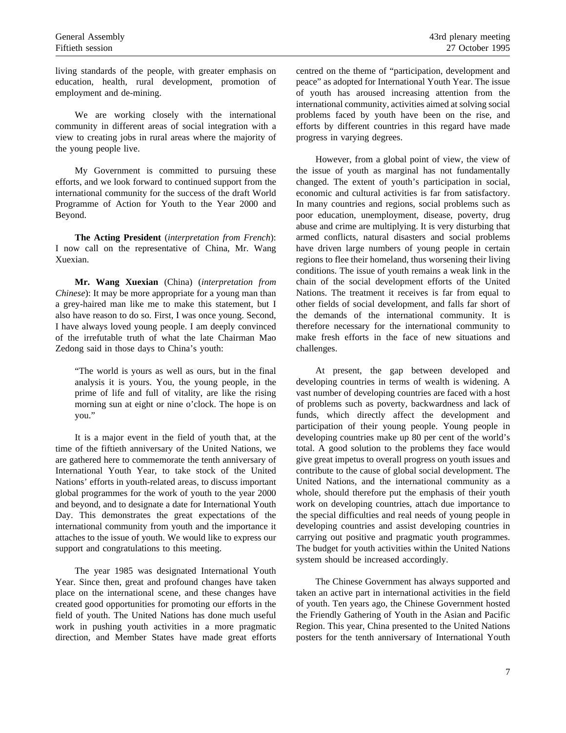living standards of the people, with greater emphasis on education, health, rural development, promotion of employment and de-mining.

We are working closely with the international community in different areas of social integration with a view to creating jobs in rural areas where the majority of the young people live.

My Government is committed to pursuing these efforts, and we look forward to continued support from the international community for the success of the draft World Programme of Action for Youth to the Year 2000 and Beyond.

**The Acting President** (*interpretation from French*): I now call on the representative of China, Mr. Wang Xuexian.

**Mr. Wang Xuexian** (China) (*interpretation from Chinese*): It may be more appropriate for a young man than a grey-haired man like me to make this statement, but I also have reason to do so. First, I was once young. Second, I have always loved young people. I am deeply convinced of the irrefutable truth of what the late Chairman Mao Zedong said in those days to China's youth:

> "The world is yours as well as ours, but in the final analysis it is yours. You, the young people, in the prime of life and full of vitality, are like the rising morning sun at eight or nine o'clock. The hope is on you."

It is a major event in the field of youth that, at the time of the fiftieth anniversary of the United Nations, we are gathered here to commemorate the tenth anniversary of International Youth Year, to take stock of the United Nations' efforts in youth-related areas, to discuss important global programmes for the work of youth to the year 2000 and beyond, and to designate a date for International Youth Day. This demonstrates the great expectations of the international community from youth and the importance it attaches to the issue of youth. We would like to express our support and congratulations to this meeting.

The year 1985 was designated International Youth Year. Since then, great and profound changes have taken place on the international scene, and these changes have created good opportunities for promoting our efforts in the field of youth. The United Nations has done much useful work in pushing youth activities in a more pragmatic direction, and Member States have made great efforts centred on the theme of "participation, development and peace" as adopted for International Youth Year. The issue of youth has aroused increasing attention from the international community, activities aimed at solving social problems faced by youth have been on the rise, and efforts by different countries in this regard have made progress in varying degrees.

However, from a global point of view, the view of the issue of youth as marginal has not fundamentally changed. The extent of youth's participation in social, economic and cultural activities is far from satisfactory. In many countries and regions, social problems such as poor education, unemployment, disease, poverty, drug abuse and crime are multiplying. It is very disturbing that armed conflicts, natural disasters and social problems have driven large numbers of young people in certain regions to flee their homeland, thus worsening their living conditions. The issue of youth remains a weak link in the chain of the social development efforts of the United Nations. The treatment it receives is far from equal to other fields of social development, and falls far short of the demands of the international community. It is therefore necessary for the international community to make fresh efforts in the face of new situations and challenges.

At present, the gap between developed and developing countries in terms of wealth is widening. A vast number of developing countries are faced with a host of problems such as poverty, backwardness and lack of funds, which directly affect the development and participation of their young people. Young people in developing countries make up 80 per cent of the world's total. A good solution to the problems they face would give great impetus to overall progress on youth issues and contribute to the cause of global social development. The United Nations, and the international community as a whole, should therefore put the emphasis of their youth work on developing countries, attach due importance to the special difficulties and real needs of young people in developing countries and assist developing countries in carrying out positive and pragmatic youth programmes. The budget for youth activities within the United Nations system should be increased accordingly.

The Chinese Government has always supported and taken an active part in international activities in the field of youth. Ten years ago, the Chinese Government hosted the Friendly Gathering of Youth in the Asian and Pacific Region. This year, China presented to the United Nations posters for the tenth anniversary of International Youth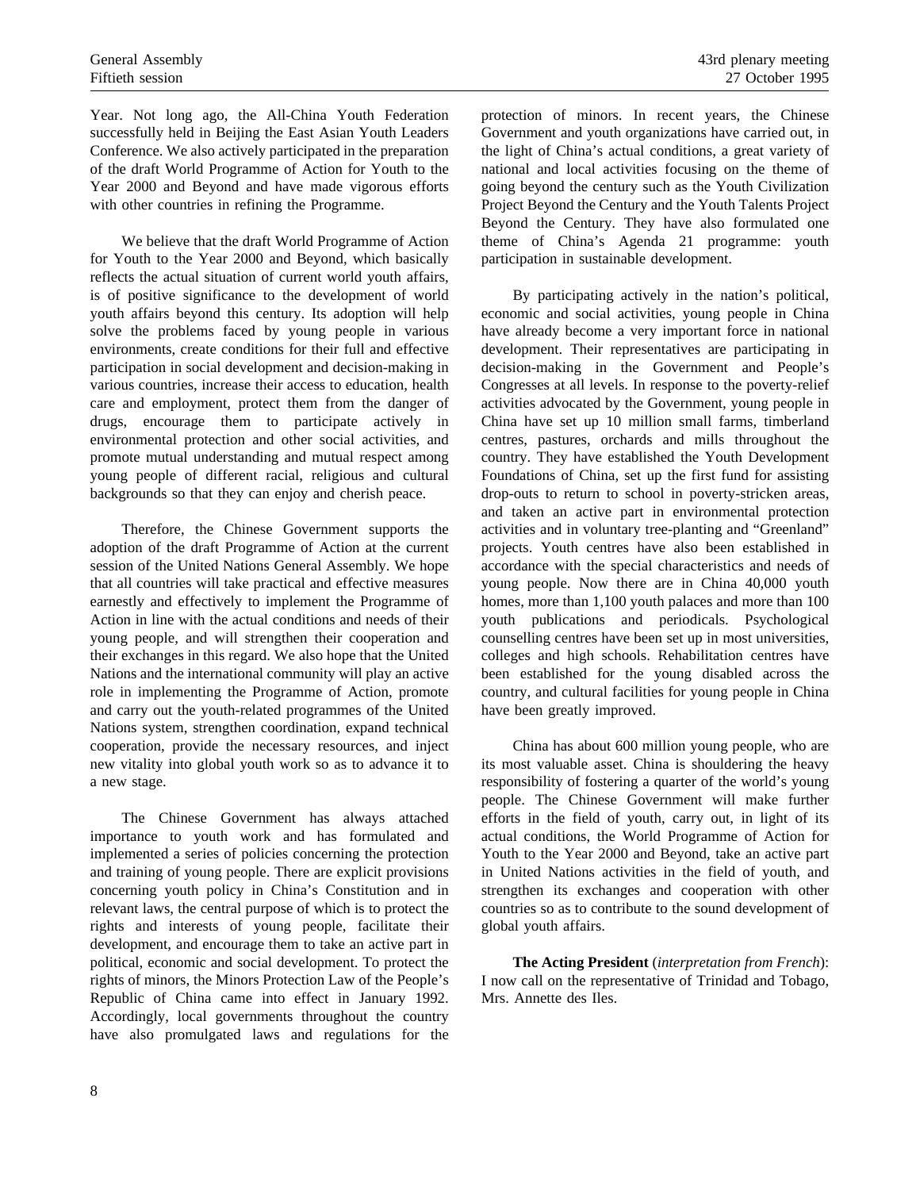Year. Not long ago, the All-China Youth Federation successfully held in Beijing the East Asian Youth Leaders Conference. We also actively participated in the preparation of the draft World Programme of Action for Youth to the Year 2000 and Beyond and have made vigorous efforts with other countries in refining the Programme.

We believe that the draft World Programme of Action for Youth to the Year 2000 and Beyond, which basically reflects the actual situation of current world youth affairs, is of positive significance to the development of world youth affairs beyond this century. Its adoption will help solve the problems faced by young people in various environments, create conditions for their full and effective participation in social development and decision-making in various countries, increase their access to education, health care and employment, protect them from the danger of drugs, encourage them to participate actively in environmental protection and other social activities, and promote mutual understanding and mutual respect among young people of different racial, religious and cultural backgrounds so that they can enjoy and cherish peace.

Therefore, the Chinese Government supports the adoption of the draft Programme of Action at the current session of the United Nations General Assembly. We hope that all countries will take practical and effective measures earnestly and effectively to implement the Programme of Action in line with the actual conditions and needs of their young people, and will strengthen their cooperation and their exchanges in this regard. We also hope that the United Nations and the international community will play an active role in implementing the Programme of Action, promote and carry out the youth-related programmes of the United Nations system, strengthen coordination, expand technical cooperation, provide the necessary resources, and inject new vitality into global youth work so as to advance it to a new stage.

The Chinese Government has always attached importance to youth work and has formulated and implemented a series of policies concerning the protection and training of young people. There are explicit provisions concerning youth policy in China's Constitution and in relevant laws, the central purpose of which is to protect the rights and interests of young people, facilitate their development, and encourage them to take an active part in political, economic and social development. To protect the rights of minors, the Minors Protection Law of the People's Republic of China came into effect in January 1992. Accordingly, local governments throughout the country have also promulgated laws and regulations for the protection of minors. In recent years, the Chinese Government and youth organizations have carried out, in the light of China's actual conditions, a great variety of national and local activities focusing on the theme of going beyond the century such as the Youth Civilization Project Beyond the Century and the Youth Talents Project Beyond the Century. They have also formulated one theme of China's Agenda 21 programme: youth participation in sustainable development.

By participating actively in the nation's political, economic and social activities, young people in China have already become a very important force in national development. Their representatives are participating in decision-making in the Government and People's Congresses at all levels. In response to the poverty-relief activities advocated by the Government, young people in China have set up 10 million small farms, timberland centres, pastures, orchards and mills throughout the country. They have established the Youth Development Foundations of China, set up the first fund for assisting drop-outs to return to school in poverty-stricken areas, and taken an active part in environmental protection activities and in voluntary tree-planting and "Greenland" projects. Youth centres have also been established in accordance with the special characteristics and needs of young people. Now there are in China 40,000 youth homes, more than 1,100 youth palaces and more than 100 youth publications and periodicals. Psychological counselling centres have been set up in most universities, colleges and high schools. Rehabilitation centres have been established for the young disabled across the country, and cultural facilities for young people in China have been greatly improved.

China has about 600 million young people, who are its most valuable asset. China is shouldering the heavy responsibility of fostering a quarter of the world's young people. The Chinese Government will make further efforts in the field of youth, carry out, in light of its actual conditions, the World Programme of Action for Youth to the Year 2000 and Beyond, take an active part in United Nations activities in the field of youth, and strengthen its exchanges and cooperation with other countries so as to contribute to the sound development of global youth affairs.

**The Acting President** (*interpretation from French*): I now call on the representative of Trinidad and Tobago, Mrs. Annette des Iles.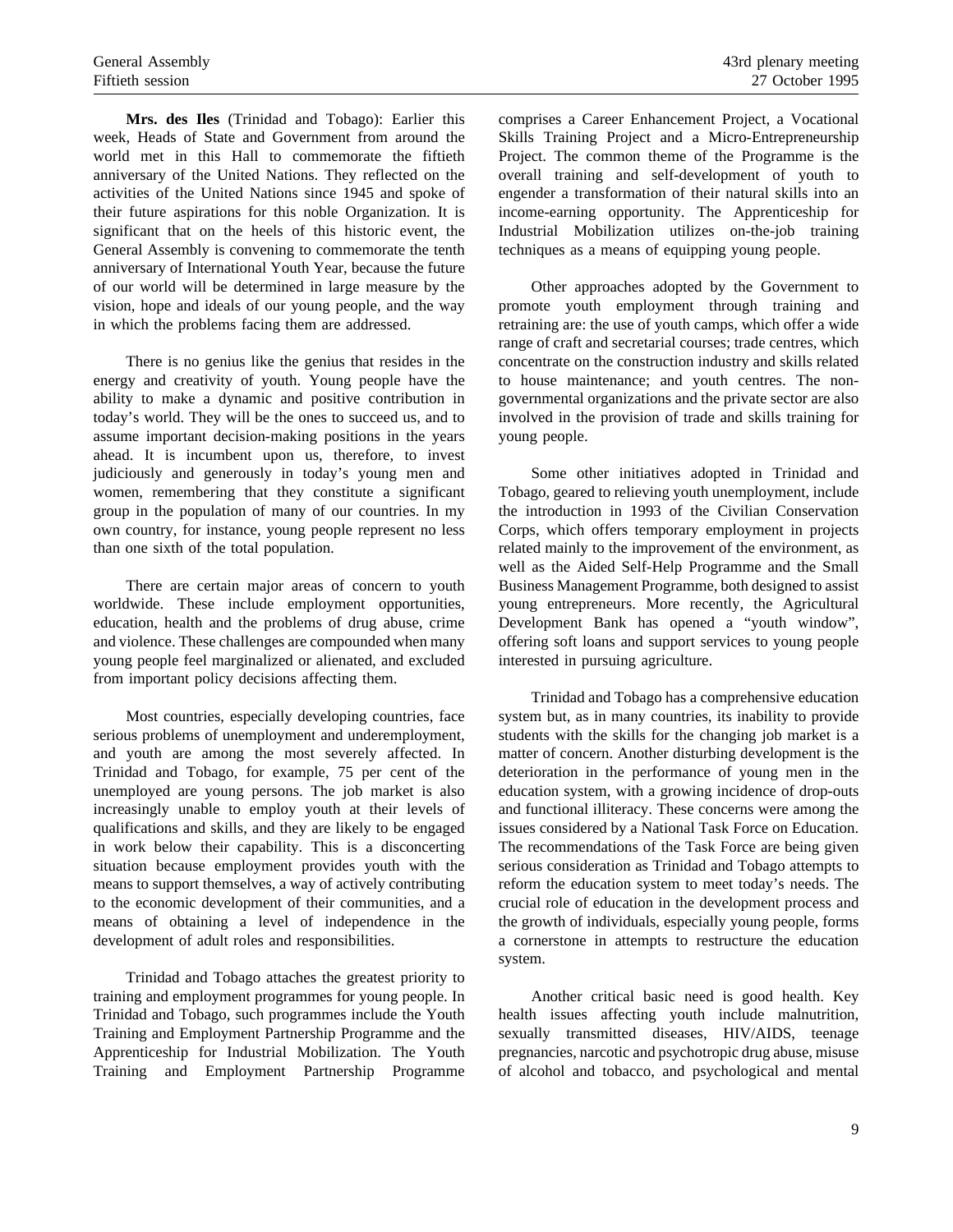**Mrs. des Iles** (Trinidad and Tobago): Earlier this week, Heads of State and Government from around the world met in this Hall to commemorate the fiftieth anniversary of the United Nations. They reflected on the activities of the United Nations since 1945 and spoke of their future aspirations for this noble Organization. It is significant that on the heels of this historic event, the General Assembly is convening to commemorate the tenth anniversary of International Youth Year, because the future of our world will be determined in large measure by the vision, hope and ideals of our young people, and the way in which the problems facing them are addressed.

There is no genius like the genius that resides in the energy and creativity of youth. Young people have the ability to make a dynamic and positive contribution in today's world. They will be the ones to succeed us, and to assume important decision-making positions in the years ahead. It is incumbent upon us, therefore, to invest judiciously and generously in today's young men and women, remembering that they constitute a significant group in the population of many of our countries. In my own country, for instance, young people represent no less than one sixth of the total population.

There are certain major areas of concern to youth worldwide. These include employment opportunities, education, health and the problems of drug abuse, crime and violence. These challenges are compounded when many young people feel marginalized or alienated, and excluded from important policy decisions affecting them.

Most countries, especially developing countries, face serious problems of unemployment and underemployment, and youth are among the most severely affected. In Trinidad and Tobago, for example, 75 per cent of the unemployed are young persons. The job market is also increasingly unable to employ youth at their levels of qualifications and skills, and they are likely to be engaged in work below their capability. This is a disconcerting situation because employment provides youth with the means to support themselves, a way of actively contributing to the economic development of their communities, and a means of obtaining a level of independence in the development of adult roles and responsibilities.

Trinidad and Tobago attaches the greatest priority to training and employment programmes for young people. In Trinidad and Tobago, such programmes include the Youth Training and Employment Partnership Programme and the Apprenticeship for Industrial Mobilization. The Youth Training and Employment Partnership Programme comprises a Career Enhancement Project, a Vocational Skills Training Project and a Micro-Entrepreneurship Project. The common theme of the Programme is the overall training and self-development of youth to engender a transformation of their natural skills into an income-earning opportunity. The Apprenticeship for Industrial Mobilization utilizes on-the-job training techniques as a means of equipping young people.

Other approaches adopted by the Government to promote youth employment through training and retraining are: the use of youth camps, which offer a wide range of craft and secretarial courses; trade centres, which concentrate on the construction industry and skills related to house maintenance; and youth centres. The non-governmental organizations and the private sector are also involved in the provision of trade and skills training for young people.

Some other initiatives adopted in Trinidad and Tobago, geared to relieving youth unemployment, include the introduction in 1993 of the Civilian Conservation Corps, which offers temporary employment in projects related mainly to the improvement of the environment, as well as the Aided Self-Help Programme and the Small Business Management Programme, both designed to assist young entrepreneurs. More recently, the Agricultural Development Bank has opened a "youth window", offering soft loans and support services to young people interested in pursuing agriculture.

Trinidad and Tobago has a comprehensive education system but, as in many countries, its inability to provide students with the skills for the changing job market is a matter of concern. Another disturbing development is the deterioration in the performance of young men in the education system, with a growing incidence of drop-outs and functional illiteracy. These concerns were among the issues considered by a National Task Force on Education. The recommendations of the Task Force are being given serious consideration as Trinidad and Tobago attempts to reform the education system to meet today's needs. The crucial role of education in the development process and the growth of individuals, especially young people, forms a cornerstone in attempts to restructure the education system.

Another critical basic need is good health. Key health issues affecting youth include malnutrition, sexually transmitted diseases, HIV/AIDS, teenage pregnancies, narcotic and psychotropic drug abuse, misuse of alcohol and tobacco, and psychological and mental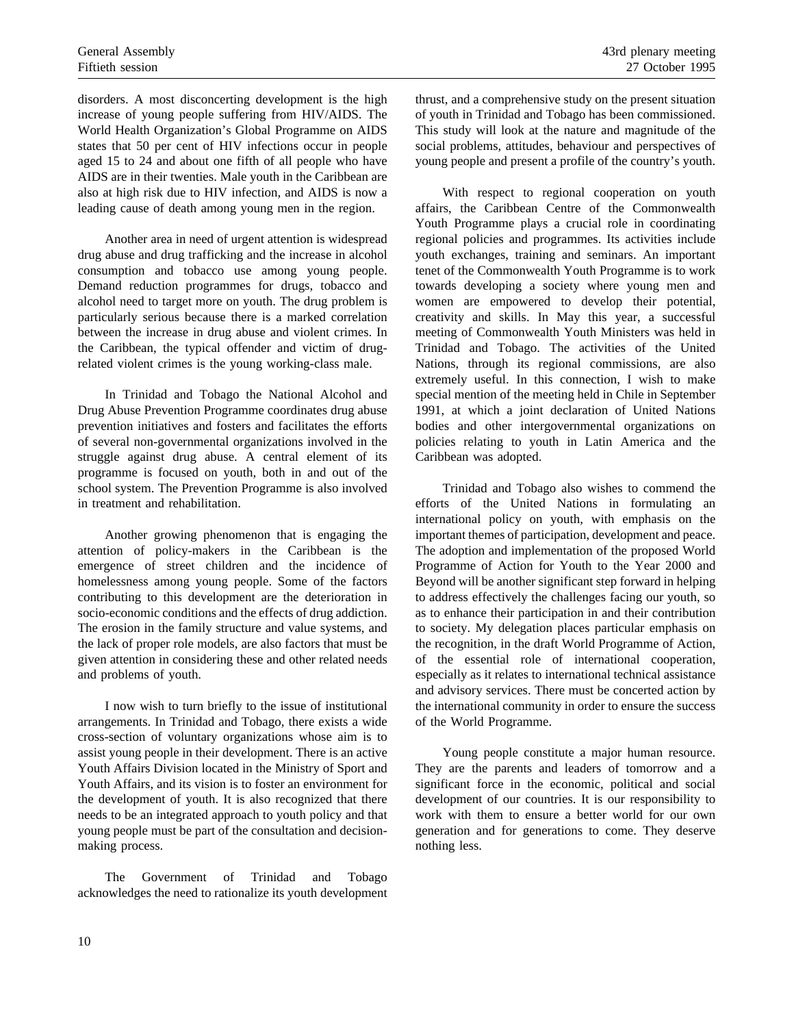disorders. A most disconcerting development is the high increase of young people suffering from HIV/AIDS. The World Health Organization's Global Programme on AIDS states that 50 per cent of HIV infections occur in people aged 15 to 24 and about one fifth of all people who have AIDS are in their twenties. Male youth in the Caribbean are also at high risk due to HIV infection, and AIDS is now a leading cause of death among young men in the region.

Another area in need of urgent attention is widespread drug abuse and drug trafficking and the increase in alcohol consumption and tobacco use among young people. Demand reduction programmes for drugs, tobacco and alcohol need to target more on youth. The drug problem is particularly serious because there is a marked correlation between the increase in drug abuse and violent crimes. In the Caribbean, the typical offender and victim of drug-related violent crimes is the young working-class male.

In Trinidad and Tobago the National Alcohol and Drug Abuse Prevention Programme coordinates drug abuse prevention initiatives and fosters and facilitates the efforts of several non-governmental organizations involved in the struggle against drug abuse. A central element of its programme is focused on youth, both in and out of the school system. The Prevention Programme is also involved in treatment and rehabilitation.

Another growing phenomenon that is engaging the attention of policy-makers in the Caribbean is the emergence of street children and the incidence of homelessness among young people. Some of the factors contributing to this development are the deterioration in socio-economic conditions and the effects of drug addiction. The erosion in the family structure and value systems, and the lack of proper role models, are also factors that must be given attention in considering these and other related needs and problems of youth.

I now wish to turn briefly to the issue of institutional arrangements. In Trinidad and Tobago, there exists a wide cross-section of voluntary organizations whose aim is to assist young people in their development. There is an active Youth Affairs Division located in the Ministry of Sport and Youth Affairs, and its vision is to foster an environment for the development of youth. It is also recognized that there needs to be an integrated approach to youth policy and that young people must be part of the consultation and decision-making process.

The Government of Trinidad and Tobago acknowledges the need to rationalize its youth development thrust, and a comprehensive study on the present situation of youth in Trinidad and Tobago has been commissioned. This study will look at the nature and magnitude of the social problems, attitudes, behaviour and perspectives of young people and present a profile of the country's youth.

With respect to regional cooperation on youth affairs, the Caribbean Centre of the Commonwealth Youth Programme plays a crucial role in coordinating regional policies and programmes. Its activities include youth exchanges, training and seminars. An important tenet of the Commonwealth Youth Programme is to work towards developing a society where young men and women are empowered to develop their potential, creativity and skills. In May this year, a successful meeting of Commonwealth Youth Ministers was held in Trinidad and Tobago. The activities of the United Nations, through its regional commissions, are also extremely useful. In this connection, I wish to make special mention of the meeting held in Chile in September 1991, at which a joint declaration of United Nations bodies and other intergovernmental organizations on policies relating to youth in Latin America and the Caribbean was adopted.

Trinidad and Tobago also wishes to commend the efforts of the United Nations in formulating an international policy on youth, with emphasis on the important themes of participation, development and peace. The adoption and implementation of the proposed World Programme of Action for Youth to the Year 2000 and Beyond will be another significant step forward in helping to address effectively the challenges facing our youth, so as to enhance their participation in and their contribution to society. My delegation places particular emphasis on the recognition, in the draft World Programme of Action, of the essential role of international cooperation, especially as it relates to international technical assistance and advisory services. There must be concerted action by the international community in order to ensure the success of the World Programme.

Young people constitute a major human resource. They are the parents and leaders of tomorrow and a significant force in the economic, political and social development of our countries. It is our responsibility to work with them to ensure a better world for our own generation and for generations to come. They deserve nothing less.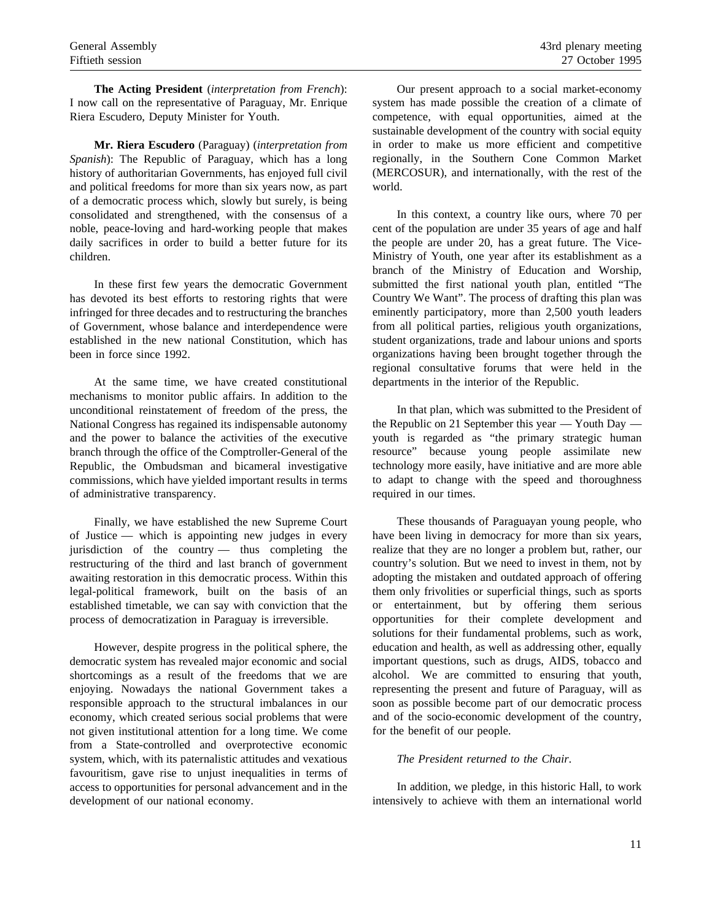**The Acting President** (*interpretation from French*): I now call on the representative of Paraguay, Mr. Enrique Riera Escudero, Deputy Minister for Youth.

**Mr. Riera Escudero** (Paraguay) (*interpretation from Spanish*): The Republic of Paraguay, which has a long history of authoritarian Governments, has enjoyed full civil and political freedoms for more than six years now, as part of a democratic process which, slowly but surely, is being consolidated and strengthened, with the consensus of a noble, peace-loving and hard-working people that makes daily sacrifices in order to build a better future for its children.

In these first few years the democratic Government has devoted its best efforts to restoring rights that were infringed for three decades and to restructuring the branches of Government, whose balance and interdependence were established in the new national Constitution, which has been in force since 1992.

At the same time, we have created constitutional mechanisms to monitor public affairs. In addition to the unconditional reinstatement of freedom of the press, the National Congress has regained its indispensable autonomy and the power to balance the activities of the executive branch through the office of the Comptroller-General of the Republic, the Ombudsman and bicameral investigative commissions, which have yielded important results in terms of administrative transparency.

Finally, we have established the new Supreme Court of Justice — which is appointing new judges in every jurisdiction of the country — thus completing the restructuring of the third and last branch of government awaiting restoration in this democratic process. Within this legal-political framework, built on the basis of an established timetable, we can say with conviction that the process of democratization in Paraguay is irreversible.

However, despite progress in the political sphere, the democratic system has revealed major economic and social shortcomings as a result of the freedoms that we are enjoying. Nowadays the national Government takes a responsible approach to the structural imbalances in our economy, which created serious social problems that were not given institutional attention for a long time. We come from a State-controlled and overprotective economic system, which, with its paternalistic attitudes and vexatious favouritism, gave rise to unjust inequalities in terms of access to opportunities for personal advancement and in the development of our national economy.

Our present approach to a social market-economy system has made possible the creation of a climate of competence, with equal opportunities, aimed at the sustainable development of the country with social equity in order to make us more efficient and competitive regionally, in the Southern Cone Common Market (MERCOSUR), and internationally, with the rest of the world.

In this context, a country like ours, where 70 per cent of the population are under 35 years of age and half the people are under 20, has a great future. The Vice-Ministry of Youth, one year after its establishment as a branch of the Ministry of Education and Worship, submitted the first national youth plan, entitled "The Country We Want". The process of drafting this plan was eminently participatory, more than 2,500 youth leaders from all political parties, religious youth organizations, student organizations, trade and labour unions and sports organizations having been brought together through the regional consultative forums that were held in the departments in the interior of the Republic.

In that plan, which was submitted to the President of the Republic on 21 September this year — Youth Day — youth is regarded as "the primary strategic human resource" because young people assimilate new technology more easily, have initiative and are more able to adapt to change with the speed and thoroughness required in our times.

These thousands of Paraguayan young people, who have been living in democracy for more than six years, realize that they are no longer a problem but, rather, our country's solution. But we need to invest in them, not by adopting the mistaken and outdated approach of offering them only frivolities or superficial things, such as sports or entertainment, but by offering them serious opportunities for their complete development and solutions for their fundamental problems, such as work, education and health, as well as addressing other, equally important questions, such as drugs, AIDS, tobacco and alcohol. We are committed to ensuring that youth, representing the present and future of Paraguay, will as soon as possible become part of our democratic process and of the socio-economic development of the country, for the benefit of our people.

*The President returned to the Chair.*

In addition, we pledge, in this historic Hall, to work intensively to achieve with them an international world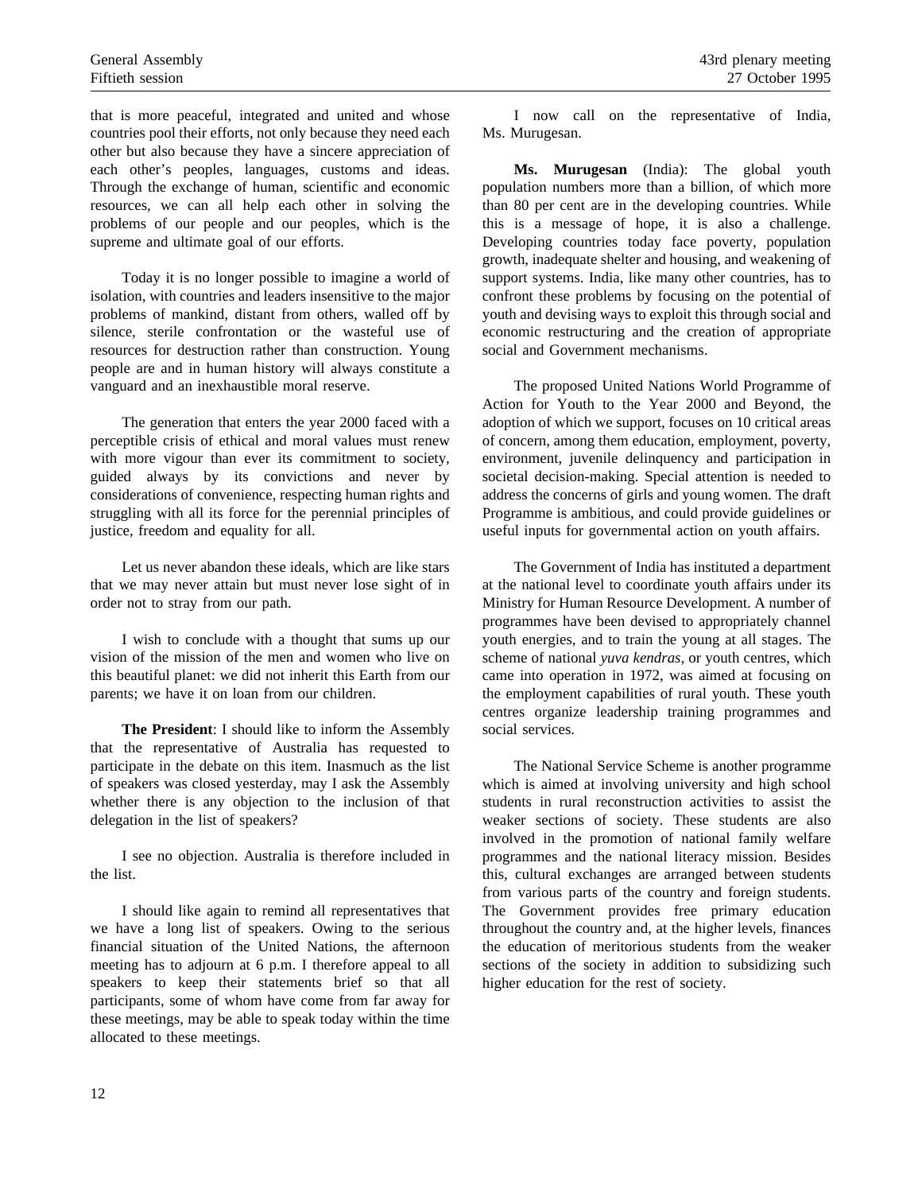that is more peaceful, integrated and united and whose countries pool their efforts, not only because they need each other but also because they have a sincere appreciation of each other's peoples, languages, customs and ideas. Through the exchange of human, scientific and economic resources, we can all help each other in solving the problems of our people and our peoples, which is the supreme and ultimate goal of our efforts.

Today it is no longer possible to imagine a world of isolation, with countries and leaders insensitive to the major problems of mankind, distant from others, walled off by silence, sterile confrontation or the wasteful use of resources for destruction rather than construction. Young people are and in human history will always constitute a vanguard and an inexhaustible moral reserve.

The generation that enters the year 2000 faced with a perceptible crisis of ethical and moral values must renew with more vigour than ever its commitment to society, guided always by its convictions and never by considerations of convenience, respecting human rights and struggling with all its force for the perennial principles of justice, freedom and equality for all.

Let us never abandon these ideals, which are like stars that we may never attain but must never lose sight of in order not to stray from our path.

I wish to conclude with a thought that sums up our vision of the mission of the men and women who live on this beautiful planet: we did not inherit this Earth from our parents; we have it on loan from our children.

**The President**: I should like to inform the Assembly that the representative of Australia has requested to participate in the debate on this item. Inasmuch as the list of speakers was closed yesterday, may I ask the Assembly whether there is any objection to the inclusion of that delegation in the list of speakers?

I see no objection. Australia is therefore included in the list.

I should like again to remind all representatives that we have a long list of speakers. Owing to the serious financial situation of the United Nations, the afternoon meeting has to adjourn at 6 p.m. I therefore appeal to all speakers to keep their statements brief so that all participants, some of whom have come from far away for these meetings, may be able to speak today within the time allocated to these meetings.

I now call on the representative of India, Ms. Murugesan.

**Ms. Murugesan** (India): The global youth population numbers more than a billion, of which more than 80 per cent are in the developing countries. While this is a message of hope, it is also a challenge. Developing countries today face poverty, population growth, inadequate shelter and housing, and weakening of support systems. India, like many other countries, has to confront these problems by focusing on the potential of youth and devising ways to exploit this through social and economic restructuring and the creation of appropriate social and Government mechanisms.

The proposed United Nations World Programme of Action for Youth to the Year 2000 and Beyond, the adoption of which we support, focuses on 10 critical areas of concern, among them education, employment, poverty, environment, juvenile delinquency and participation in societal decision-making. Special attention is needed to address the concerns of girls and young women. The draft Programme is ambitious, and could provide guidelines or useful inputs for governmental action on youth affairs.

The Government of India has instituted a department at the national level to coordinate youth affairs under its Ministry for Human Resource Development. A number of programmes have been devised to appropriately channel youth energies, and to train the young at all stages. The scheme of national *yuva kendras*, or youth centres, which came into operation in 1972, was aimed at focusing on the employment capabilities of rural youth. These youth centres organize leadership training programmes and social services.

The National Service Scheme is another programme which is aimed at involving university and high school students in rural reconstruction activities to assist the weaker sections of society. These students are also involved in the promotion of national family welfare programmes and the national literacy mission. Besides this, cultural exchanges are arranged between students from various parts of the country and foreign students. The Government provides free primary education throughout the country and, at the higher levels, finances the education of meritorious students from the weaker sections of the society in addition to subsidizing such higher education for the rest of society.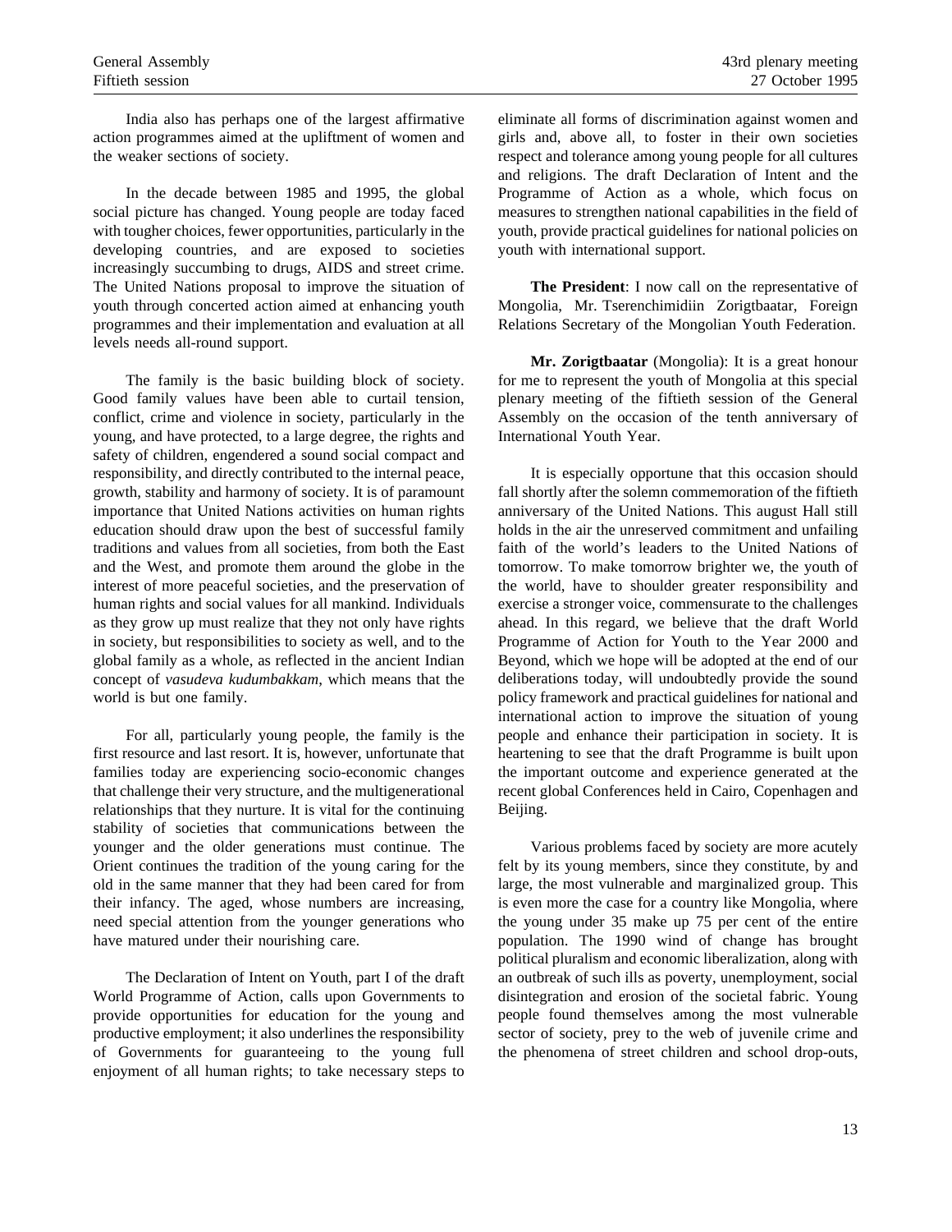India also has perhaps one of the largest affirmative action programmes aimed at the upliftment of women and the weaker sections of society.

In the decade between 1985 and 1995, the global social picture has changed. Young people are today faced with tougher choices, fewer opportunities, particularly in the developing countries, and are exposed to societies increasingly succumbing to drugs, AIDS and street crime. The United Nations proposal to improve the situation of youth through concerted action aimed at enhancing youth programmes and their implementation and evaluation at all levels needs all-round support.

The family is the basic building block of society. Good family values have been able to curtail tension, conflict, crime and violence in society, particularly in the young, and have protected, to a large degree, the rights and safety of children, engendered a sound social compact and responsibility, and directly contributed to the internal peace, growth, stability and harmony of society. It is of paramount importance that United Nations activities on human rights education should draw upon the best of successful family traditions and values from all societies, from both the East and the West, and promote them around the globe in the interest of more peaceful societies, and the preservation of human rights and social values for all mankind. Individuals as they grow up must realize that they not only have rights in society, but responsibilities to society as well, and to the global family as a whole, as reflected in the ancient Indian concept of *vasudeva kudumbakkam*, which means that the world is but one family.

For all, particularly young people, the family is the first resource and last resort. It is, however, unfortunate that families today are experiencing socio-economic changes that challenge their very structure, and the multigenerational relationships that they nurture. It is vital for the continuing stability of societies that communications between the younger and the older generations must continue. The Orient continues the tradition of the young caring for the old in the same manner that they had been cared for from their infancy. The aged, whose numbers are increasing, need special attention from the younger generations who have matured under their nourishing care.

The Declaration of Intent on Youth, part I of the draft World Programme of Action, calls upon Governments to provide opportunities for education for the young and productive employment; it also underlines the responsibility of Governments for guaranteeing to the young full enjoyment of all human rights; to take necessary steps to eliminate all forms of discrimination against women and girls and, above all, to foster in their own societies respect and tolerance among young people for all cultures and religions. The draft Declaration of Intent and the Programme of Action as a whole, which focus on measures to strengthen national capabilities in the field of youth, provide practical guidelines for national policies on youth with international support.

**The President**: I now call on the representative of Mongolia, Mr. Tserenchimidiin Zorigtbaatar, Foreign Relations Secretary of the Mongolian Youth Federation.

**Mr. Zorigtbaatar** (Mongolia): It is a great honour for me to represent the youth of Mongolia at this special plenary meeting of the fiftieth session of the General Assembly on the occasion of the tenth anniversary of International Youth Year.

It is especially opportune that this occasion should fall shortly after the solemn commemoration of the fiftieth anniversary of the United Nations. This august Hall still holds in the air the unreserved commitment and unfailing faith of the world's leaders to the United Nations of tomorrow. To make tomorrow brighter we, the youth of the world, have to shoulder greater responsibility and exercise a stronger voice, commensurate to the challenges ahead. In this regard, we believe that the draft World Programme of Action for Youth to the Year 2000 and Beyond, which we hope will be adopted at the end of our deliberations today, will undoubtedly provide the sound policy framework and practical guidelines for national and international action to improve the situation of young people and enhance their participation in society. It is heartening to see that the draft Programme is built upon the important outcome and experience generated at the recent global Conferences held in Cairo, Copenhagen and Beijing.

Various problems faced by society are more acutely felt by its young members, since they constitute, by and large, the most vulnerable and marginalized group. This is even more the case for a country like Mongolia, where the young under 35 make up 75 per cent of the entire population. The 1990 wind of change has brought political pluralism and economic liberalization, along with an outbreak of such ills as poverty, unemployment, social disintegration and erosion of the societal fabric. Young people found themselves among the most vulnerable sector of society, prey to the web of juvenile crime and the phenomena of street children and school drop-outs,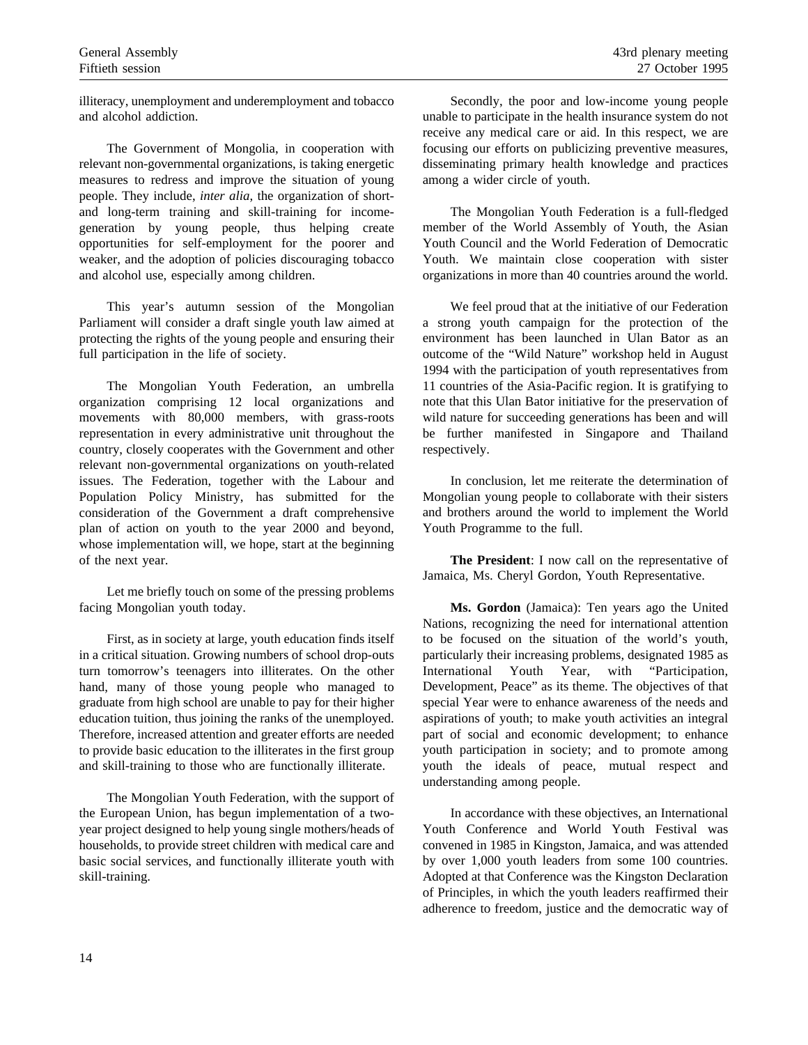illiteracy, unemployment and underemployment and tobacco and alcohol addiction.

The Government of Mongolia, in cooperation with relevant non-governmental organizations, is taking energetic measures to redress and improve the situation of young people. They include, *inter alia*, the organization of short- and long-term training and skill-training for income-generation by young people, thus helping create opportunities for self-employment for the poorer and weaker, and the adoption of policies discouraging tobacco and alcohol use, especially among children.

This year's autumn session of the Mongolian Parliament will consider a draft single youth law aimed at protecting the rights of the young people and ensuring their full participation in the life of society.

The Mongolian Youth Federation, an umbrella organization comprising 12 local organizations and movements with 80,000 members, with grass-roots representation in every administrative unit throughout the country, closely cooperates with the Government and other relevant non-governmental organizations on youth-related issues. The Federation, together with the Labour and Population Policy Ministry, has submitted for the consideration of the Government a draft comprehensive plan of action on youth to the year 2000 and beyond, whose implementation will, we hope, start at the beginning of the next year.

Let me briefly touch on some of the pressing problems facing Mongolian youth today.

First, as in society at large, youth education finds itself in a critical situation. Growing numbers of school drop-outs turn tomorrow's teenagers into illiterates. On the other hand, many of those young people who managed to graduate from high school are unable to pay for their higher education tuition, thus joining the ranks of the unemployed. Therefore, increased attention and greater efforts are needed to provide basic education to the illiterates in the first group and skill-training to those who are functionally illiterate.

The Mongolian Youth Federation, with the support of the European Union, has begun implementation of a two-year project designed to help young single mothers/heads of households, to provide street children with medical care and basic social services, and functionally illiterate youth with skill-training.

Secondly, the poor and low-income young people unable to participate in the health insurance system do not receive any medical care or aid. In this respect, we are focusing our efforts on publicizing preventive measures, disseminating primary health knowledge and practices among a wider circle of youth.

The Mongolian Youth Federation is a full-fledged member of the World Assembly of Youth, the Asian Youth Council and the World Federation of Democratic Youth. We maintain close cooperation with sister organizations in more than 40 countries around the world.

We feel proud that at the initiative of our Federation a strong youth campaign for the protection of the environment has been launched in Ulan Bator as an outcome of the "Wild Nature" workshop held in August 1994 with the participation of youth representatives from 11 countries of the Asia-Pacific region. It is gratifying to note that this Ulan Bator initiative for the preservation of wild nature for succeeding generations has been and will be further manifested in Singapore and Thailand respectively.

In conclusion, let me reiterate the determination of Mongolian young people to collaborate with their sisters and brothers around the world to implement the World Youth Programme to the full.

**The President**: I now call on the representative of Jamaica, Ms. Cheryl Gordon, Youth Representative.

**Ms. Gordon** (Jamaica): Ten years ago the United Nations, recognizing the need for international attention to be focused on the situation of the world's youth, particularly their increasing problems, designated 1985 as International Youth Year, with "Participation, Development, Peace" as its theme. The objectives of that special Year were to enhance awareness of the needs and aspirations of youth; to make youth activities an integral part of social and economic development; to enhance youth participation in society; and to promote among youth the ideals of peace, mutual respect and understanding among people.

In accordance with these objectives, an International Youth Conference and World Youth Festival was convened in 1985 in Kingston, Jamaica, and was attended by over 1,000 youth leaders from some 100 countries. Adopted at that Conference was the Kingston Declaration of Principles, in which the youth leaders reaffirmed their adherence to freedom, justice and the democratic way of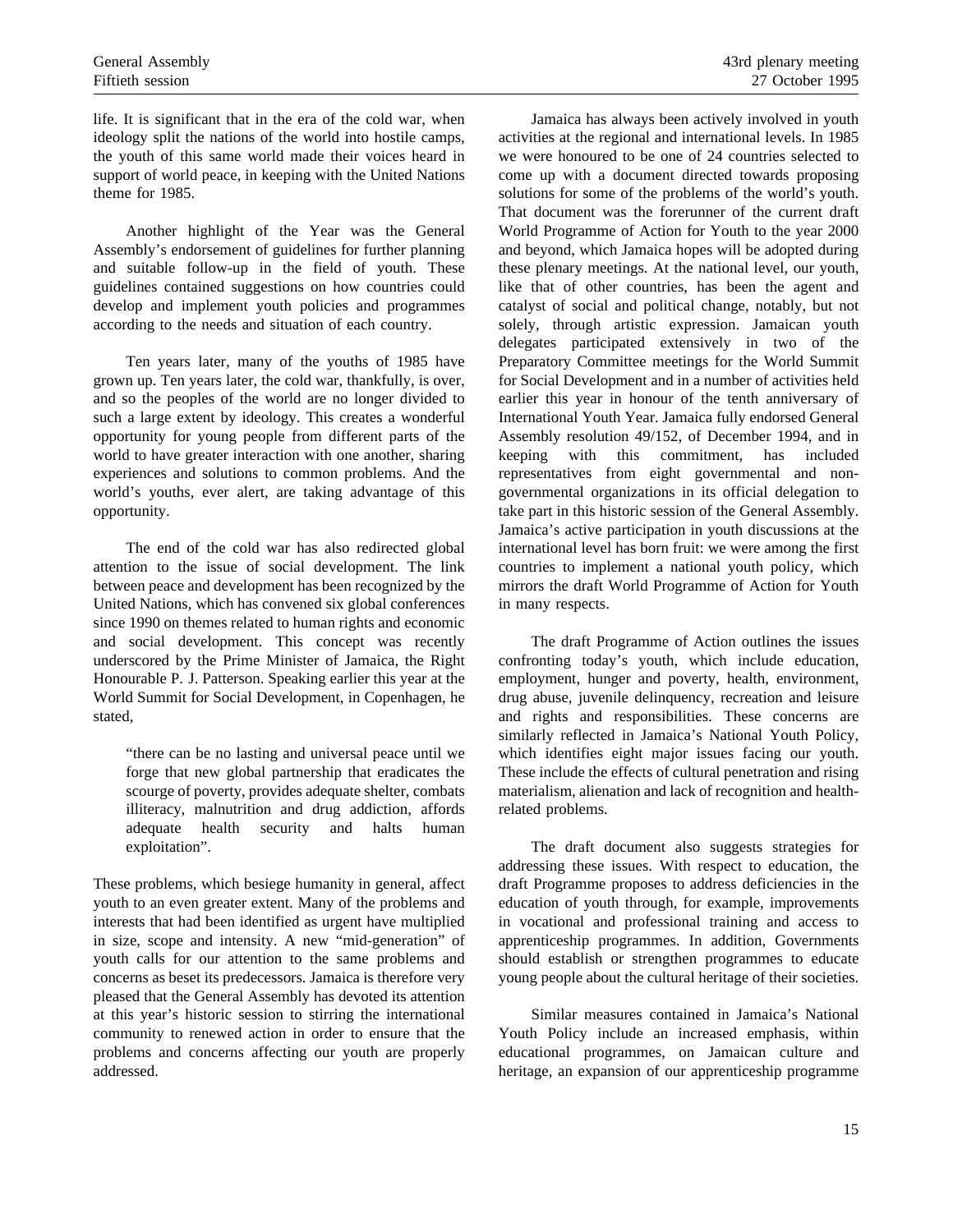life. It is significant that in the era of the cold war, when ideology split the nations of the world into hostile camps, the youth of this same world made their voices heard in support of world peace, in keeping with the United Nations theme for 1985.

Another highlight of the Year was the General Assembly's endorsement of guidelines for further planning and suitable follow-up in the field of youth. These guidelines contained suggestions on how countries could develop and implement youth policies and programmes according to the needs and situation of each country.

Ten years later, many of the youths of 1985 have grown up. Ten years later, the cold war, thankfully, is over, and so the peoples of the world are no longer divided to such a large extent by ideology. This creates a wonderful opportunity for young people from different parts of the world to have greater interaction with one another, sharing experiences and solutions to common problems. And the world's youths, ever alert, are taking advantage of this opportunity.

The end of the cold war has also redirected global attention to the issue of social development. The link between peace and development has been recognized by the United Nations, which has convened six global conferences since 1990 on themes related to human rights and economic and social development. This concept was recently underscored by the Prime Minister of Jamaica, the Right Honourable P. J. Patterson. Speaking earlier this year at the World Summit for Social Development, in Copenhagen, he stated,

> "there can be no lasting and universal peace until we forge that new global partnership that eradicates the scourge of poverty, provides adequate shelter, combats illiteracy, malnutrition and drug addiction, affords adequate health security and halts human exploitation".

These problems, which besiege humanity in general, affect youth to an even greater extent. Many of the problems and interests that had been identified as urgent have multiplied in size, scope and intensity. A new "mid-generation" of youth calls for our attention to the same problems and concerns as beset its predecessors. Jamaica is therefore very pleased that the General Assembly has devoted its attention at this year's historic session to stirring the international community to renewed action in order to ensure that the problems and concerns affecting our youth are properly addressed.

Jamaica has always been actively involved in youth activities at the regional and international levels. In 1985 we were honoured to be one of 24 countries selected to come up with a document directed towards proposing solutions for some of the problems of the world's youth. That document was the forerunner of the current draft World Programme of Action for Youth to the year 2000 and beyond, which Jamaica hopes will be adopted during these plenary meetings. At the national level, our youth, like that of other countries, has been the agent and catalyst of social and political change, notably, but not solely, through artistic expression. Jamaican youth delegates participated extensively in two of the Preparatory Committee meetings for the World Summit for Social Development and in a number of activities held earlier this year in honour of the tenth anniversary of International Youth Year. Jamaica fully endorsed General Assembly resolution 49/152, of December 1994, and in keeping with this commitment, has included representatives from eight governmental and non-governmental organizations in its official delegation to take part in this historic session of the General Assembly. Jamaica's active participation in youth discussions at the international level has born fruit: we were among the first countries to implement a national youth policy, which mirrors the draft World Programme of Action for Youth in many respects.

The draft Programme of Action outlines the issues confronting today's youth, which include education, employment, hunger and poverty, health, environment, drug abuse, juvenile delinquency, recreation and leisure and rights and responsibilities. These concerns are similarly reflected in Jamaica's National Youth Policy, which identifies eight major issues facing our youth. These include the effects of cultural penetration and rising materialism, alienation and lack of recognition and health-related problems.

The draft document also suggests strategies for addressing these issues. With respect to education, the draft Programme proposes to address deficiencies in the education of youth through, for example, improvements in vocational and professional training and access to apprenticeship programmes. In addition, Governments should establish or strengthen programmes to educate young people about the cultural heritage of their societies.

Similar measures contained in Jamaica's National Youth Policy include an increased emphasis, within educational programmes, on Jamaican culture and heritage, an expansion of our apprenticeship programme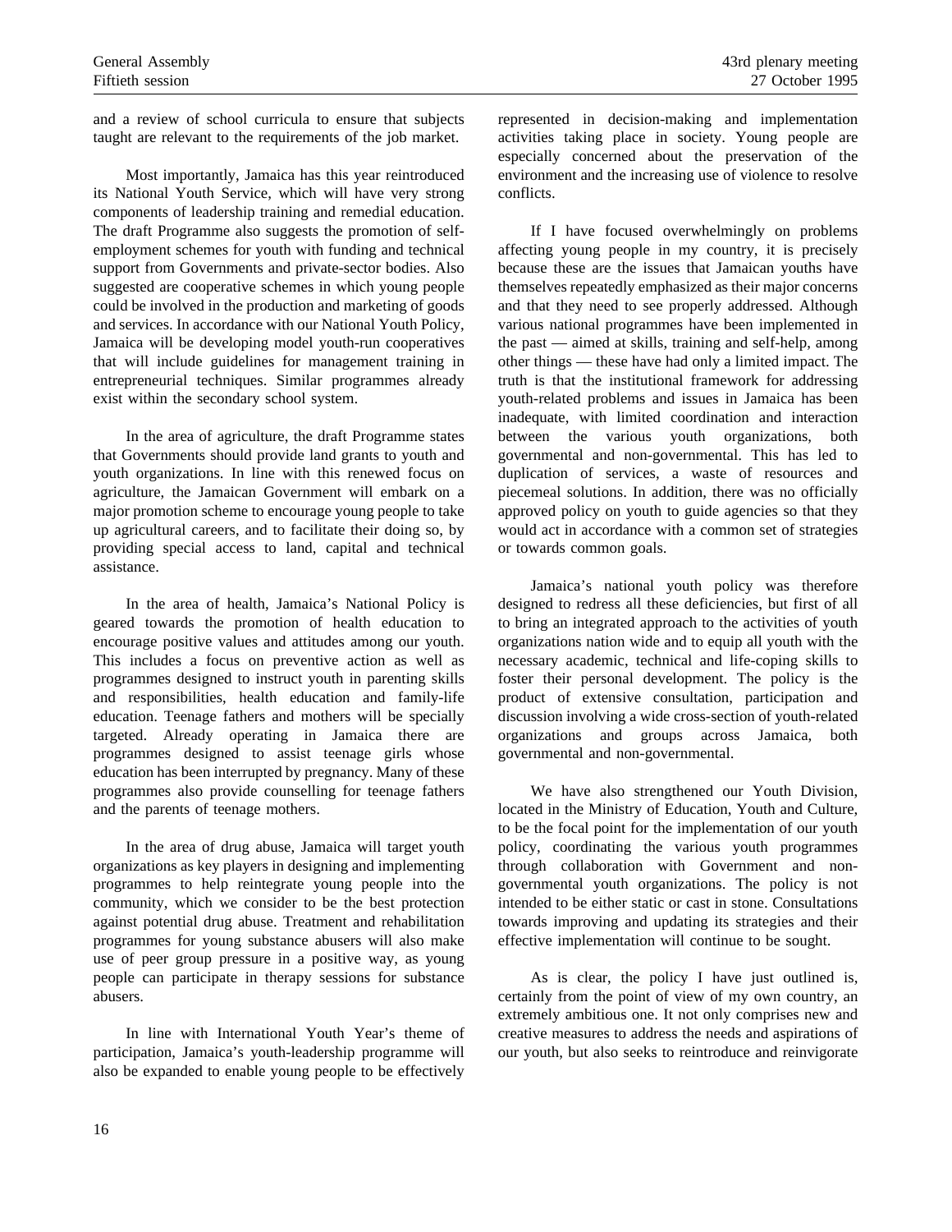and a review of school curricula to ensure that subjects taught are relevant to the requirements of the job market.

Most importantly, Jamaica has this year reintroduced its National Youth Service, which will have very strong components of leadership training and remedial education. The draft Programme also suggests the promotion of self-employment schemes for youth with funding and technical support from Governments and private-sector bodies. Also suggested are cooperative schemes in which young people could be involved in the production and marketing of goods and services. In accordance with our National Youth Policy, Jamaica will be developing model youth-run cooperatives that will include guidelines for management training in entrepreneurial techniques. Similar programmes already exist within the secondary school system.

In the area of agriculture, the draft Programme states that Governments should provide land grants to youth and youth organizations. In line with this renewed focus on agriculture, the Jamaican Government will embark on a major promotion scheme to encourage young people to take up agricultural careers, and to facilitate their doing so, by providing special access to land, capital and technical assistance.

In the area of health, Jamaica's National Policy is geared towards the promotion of health education to encourage positive values and attitudes among our youth. This includes a focus on preventive action as well as programmes designed to instruct youth in parenting skills and responsibilities, health education and family-life education. Teenage fathers and mothers will be specially targeted. Already operating in Jamaica there are programmes designed to assist teenage girls whose education has been interrupted by pregnancy. Many of these programmes also provide counselling for teenage fathers and the parents of teenage mothers.

In the area of drug abuse, Jamaica will target youth organizations as key players in designing and implementing programmes to help reintegrate young people into the community, which we consider to be the best protection against potential drug abuse. Treatment and rehabilitation programmes for young substance abusers will also make use of peer group pressure in a positive way, as young people can participate in therapy sessions for substance abusers.

In line with International Youth Year's theme of participation, Jamaica's youth-leadership programme will also be expanded to enable young people to be effectively represented in decision-making and implementation activities taking place in society. Young people are especially concerned about the preservation of the environment and the increasing use of violence to resolve conflicts.

If I have focused overwhelmingly on problems affecting young people in my country, it is precisely because these are the issues that Jamaican youths have themselves repeatedly emphasized as their major concerns and that they need to see properly addressed. Although various national programmes have been implemented in the past — aimed at skills, training and self-help, among other things — these have had only a limited impact. The truth is that the institutional framework for addressing youth-related problems and issues in Jamaica has been inadequate, with limited coordination and interaction between the various youth organizations, both governmental and non-governmental. This has led to duplication of services, a waste of resources and piecemeal solutions. In addition, there was no officially approved policy on youth to guide agencies so that they would act in accordance with a common set of strategies or towards common goals.

Jamaica's national youth policy was therefore designed to redress all these deficiencies, but first of all to bring an integrated approach to the activities of youth organizations nation wide and to equip all youth with the necessary academic, technical and life-coping skills to foster their personal development. The policy is the product of extensive consultation, participation and discussion involving a wide cross-section of youth-related organizations and groups across Jamaica, both governmental and non-governmental.

We have also strengthened our Youth Division, located in the Ministry of Education, Youth and Culture, to be the focal point for the implementation of our youth policy, coordinating the various youth programmes through collaboration with Government and non-governmental youth organizations. The policy is not intended to be either static or cast in stone. Consultations towards improving and updating its strategies and their effective implementation will continue to be sought.

As is clear, the policy I have just outlined is, certainly from the point of view of my own country, an extremely ambitious one. It not only comprises new and creative measures to address the needs and aspirations of our youth, but also seeks to reintroduce and reinvigorate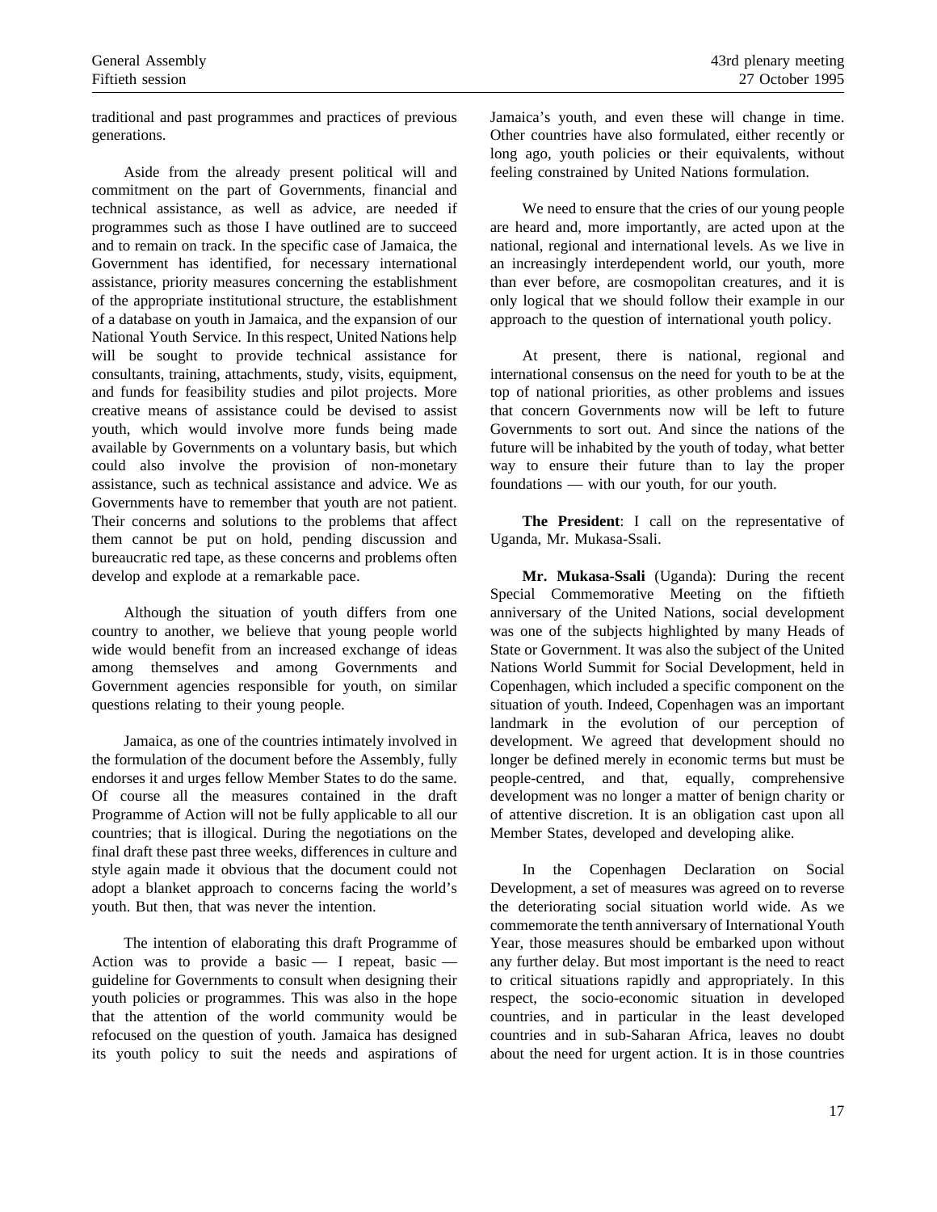traditional and past programmes and practices of previous generations.

Aside from the already present political will and commitment on the part of Governments, financial and technical assistance, as well as advice, are needed if programmes such as those I have outlined are to succeed and to remain on track. In the specific case of Jamaica, the Government has identified, for necessary international assistance, priority measures concerning the establishment of the appropriate institutional structure, the establishment of a database on youth in Jamaica, and the expansion of our National Youth Service. In this respect, United Nations help will be sought to provide technical assistance for consultants, training, attachments, study, visits, equipment, and funds for feasibility studies and pilot projects. More creative means of assistance could be devised to assist youth, which would involve more funds being made available by Governments on a voluntary basis, but which could also involve the provision of non-monetary assistance, such as technical assistance and advice. We as Governments have to remember that youth are not patient. Their concerns and solutions to the problems that affect them cannot be put on hold, pending discussion and bureaucratic red tape, as these concerns and problems often develop and explode at a remarkable pace.

Although the situation of youth differs from one country to another, we believe that young people world wide would benefit from an increased exchange of ideas among themselves and among Governments and Government agencies responsible for youth, on similar questions relating to their young people.

Jamaica, as one of the countries intimately involved in the formulation of the document before the Assembly, fully endorses it and urges fellow Member States to do the same. Of course all the measures contained in the draft Programme of Action will not be fully applicable to all our countries; that is illogical. During the negotiations on the final draft these past three weeks, differences in culture and style again made it obvious that the document could not adopt a blanket approach to concerns facing the world's youth. But then, that was never the intention.

The intention of elaborating this draft Programme of Action was to provide a basic — I repeat, basic — guideline for Governments to consult when designing their youth policies or programmes. This was also in the hope that the attention of the world community would be refocused on the question of youth. Jamaica has designed its youth policy to suit the needs and aspirations of Jamaica's youth, and even these will change in time. Other countries have also formulated, either recently or long ago, youth policies or their equivalents, without feeling constrained by United Nations formulation.

We need to ensure that the cries of our young people are heard and, more importantly, are acted upon at the national, regional and international levels. As we live in an increasingly interdependent world, our youth, more than ever before, are cosmopolitan creatures, and it is only logical that we should follow their example in our approach to the question of international youth policy.

At present, there is national, regional and international consensus on the need for youth to be at the top of national priorities, as other problems and issues that concern Governments now will be left to future Governments to sort out. And since the nations of the future will be inhabited by the youth of today, what better way to ensure their future than to lay the proper foundations — with our youth, for our youth.

**The President**: I call on the representative of Uganda, Mr. Mukasa-Ssali.

**Mr. Mukasa-Ssali** (Uganda): During the recent Special Commemorative Meeting on the fiftieth anniversary of the United Nations, social development was one of the subjects highlighted by many Heads of State or Government. It was also the subject of the United Nations World Summit for Social Development, held in Copenhagen, which included a specific component on the situation of youth. Indeed, Copenhagen was an important landmark in the evolution of our perception of development. We agreed that development should no longer be defined merely in economic terms but must be people-centred, and that, equally, comprehensive development was no longer a matter of benign charity or of attentive discretion. It is an obligation cast upon all Member States, developed and developing alike.

In the Copenhagen Declaration on Social Development, a set of measures was agreed on to reverse the deteriorating social situation world wide. As we commemorate the tenth anniversary of International Youth Year, those measures should be embarked upon without any further delay. But most important is the need to react to critical situations rapidly and appropriately. In this respect, the socio-economic situation in developed countries, and in particular in the least developed countries and in sub-Saharan Africa, leaves no doubt about the need for urgent action. It is in those countries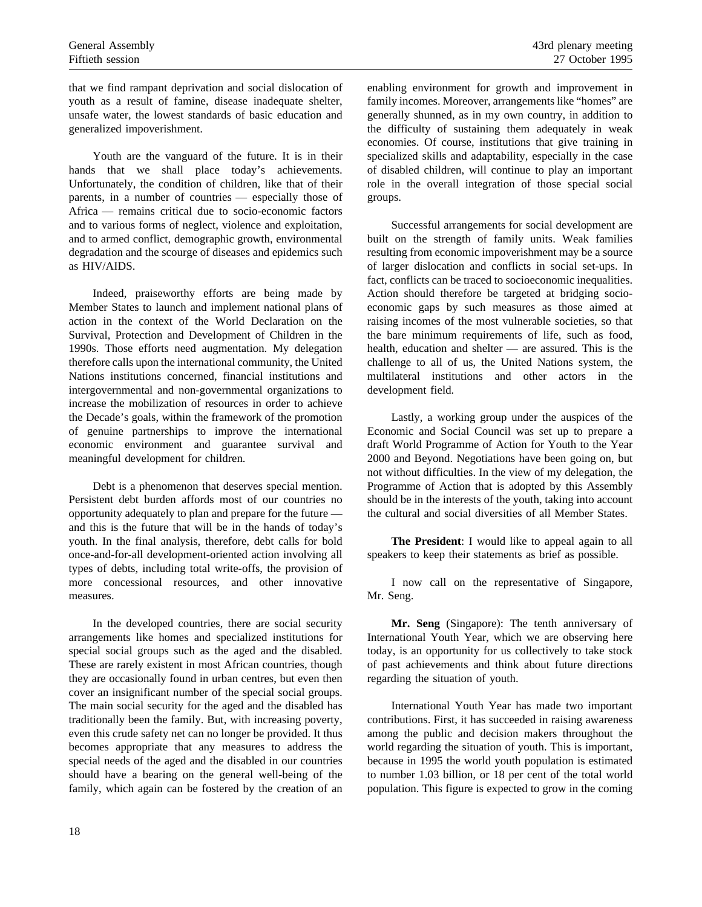that we find rampant deprivation and social dislocation of youth as a result of famine, disease inadequate shelter, unsafe water, the lowest standards of basic education and generalized impoverishment.

Youth are the vanguard of the future. It is in their hands that we shall place today's achievements. Unfortunately, the condition of children, like that of their parents, in a number of countries — especially those of Africa — remains critical due to socio-economic factors and to various forms of neglect, violence and exploitation, and to armed conflict, demographic growth, environmental degradation and the scourge of diseases and epidemics such as HIV/AIDS.

Indeed, praiseworthy efforts are being made by Member States to launch and implement national plans of action in the context of the World Declaration on the Survival, Protection and Development of Children in the 1990s. Those efforts need augmentation. My delegation therefore calls upon the international community, the United Nations institutions concerned, financial institutions and intergovernmental and non-governmental organizations to increase the mobilization of resources in order to achieve the Decade's goals, within the framework of the promotion of genuine partnerships to improve the international economic environment and guarantee survival and meaningful development for children.

Debt is a phenomenon that deserves special mention. Persistent debt burden affords most of our countries no opportunity adequately to plan and prepare for the future — and this is the future that will be in the hands of today's youth. In the final analysis, therefore, debt calls for bold once-and-for-all development-oriented action involving all types of debts, including total write-offs, the provision of more concessional resources, and other innovative measures.

In the developed countries, there are social security arrangements like homes and specialized institutions for special social groups such as the aged and the disabled. These are rarely existent in most African countries, though they are occasionally found in urban centres, but even then cover an insignificant number of the special social groups. The main social security for the aged and the disabled has traditionally been the family. But, with increasing poverty, even this crude safety net can no longer be provided. It thus becomes appropriate that any measures to address the special needs of the aged and the disabled in our countries should have a bearing on the general well-being of the family, which again can be fostered by the creation of an enabling environment for growth and improvement in family incomes. Moreover, arrangements like "homes" are generally shunned, as in my own country, in addition to the difficulty of sustaining them adequately in weak economies. Of course, institutions that give training in specialized skills and adaptability, especially in the case of disabled children, will continue to play an important role in the overall integration of those special social groups.

Successful arrangements for social development are built on the strength of family units. Weak families resulting from economic impoverishment may be a source of larger dislocation and conflicts in social set-ups. In fact, conflicts can be traced to socioeconomic inequalities. Action should therefore be targeted at bridging socio-economic gaps by such measures as those aimed at raising incomes of the most vulnerable societies, so that the bare minimum requirements of life, such as food, health, education and shelter — are assured. This is the challenge to all of us, the United Nations system, the multilateral institutions and other actors in the development field.

Lastly, a working group under the auspices of the Economic and Social Council was set up to prepare a draft World Programme of Action for Youth to the Year 2000 and Beyond. Negotiations have been going on, but not without difficulties. In the view of my delegation, the Programme of Action that is adopted by this Assembly should be in the interests of the youth, taking into account the cultural and social diversities of all Member States.

**The President**: I would like to appeal again to all speakers to keep their statements as brief as possible.

I now call on the representative of Singapore, Mr. Seng.

**Mr. Seng** (Singapore): The tenth anniversary of International Youth Year, which we are observing here today, is an opportunity for us collectively to take stock of past achievements and think about future directions regarding the situation of youth.

International Youth Year has made two important contributions. First, it has succeeded in raising awareness among the public and decision makers throughout the world regarding the situation of youth. This is important, because in 1995 the world youth population is estimated to number 1.03 billion, or 18 per cent of the total world population. This figure is expected to grow in the coming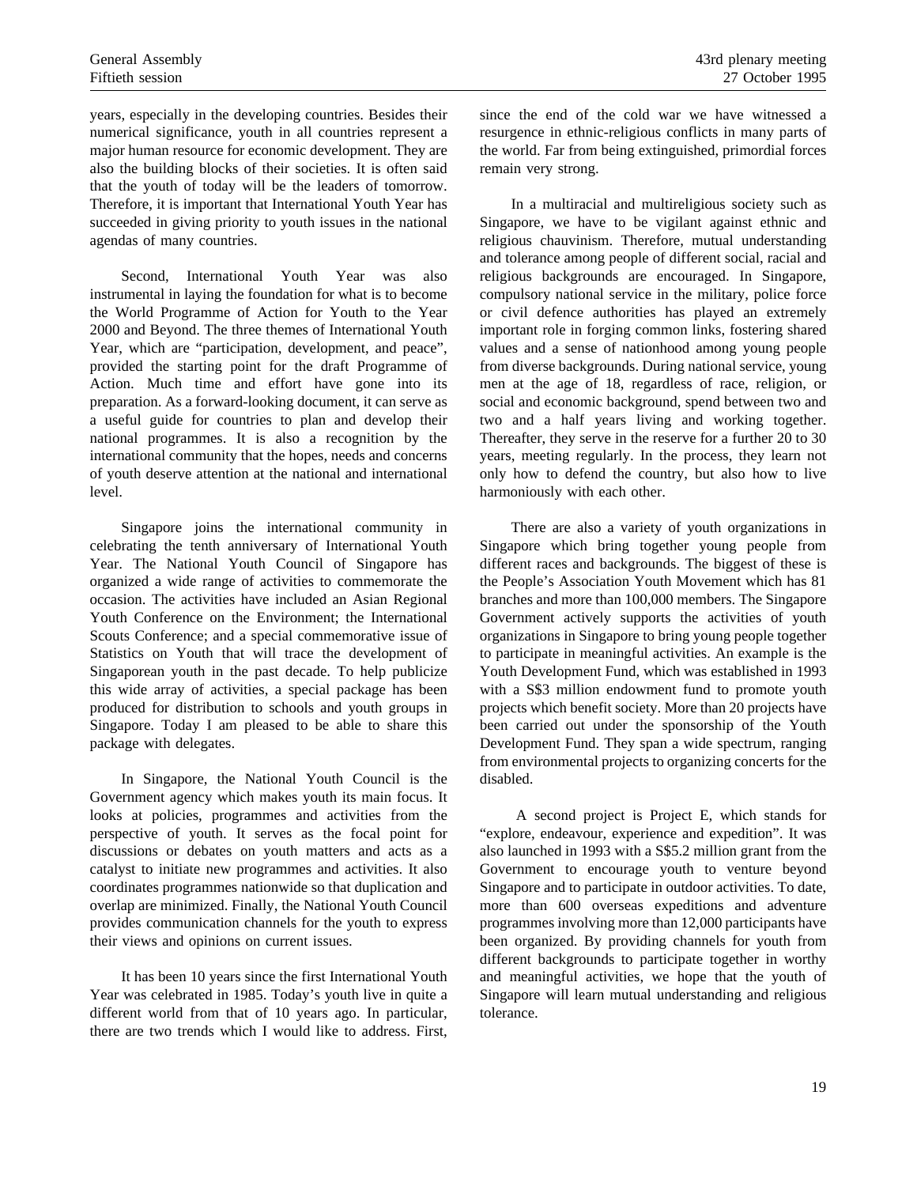years, especially in the developing countries. Besides their numerical significance, youth in all countries represent a major human resource for economic development. They are also the building blocks of their societies. It is often said that the youth of today will be the leaders of tomorrow. Therefore, it is important that International Youth Year has succeeded in giving priority to youth issues in the national agendas of many countries.

Second, International Youth Year was also instrumental in laying the foundation for what is to become the World Programme of Action for Youth to the Year 2000 and Beyond. The three themes of International Youth Year, which are "participation, development, and peace", provided the starting point for the draft Programme of Action. Much time and effort have gone into its preparation. As a forward-looking document, it can serve as a useful guide for countries to plan and develop their national programmes. It is also a recognition by the international community that the hopes, needs and concerns of youth deserve attention at the national and international level.

Singapore joins the international community in celebrating the tenth anniversary of International Youth Year. The National Youth Council of Singapore has organized a wide range of activities to commemorate the occasion. The activities have included an Asian Regional Youth Conference on the Environment; the International Scouts Conference; and a special commemorative issue of Statistics on Youth that will trace the development of Singaporean youth in the past decade. To help publicize this wide array of activities, a special package has been produced for distribution to schools and youth groups in Singapore. Today I am pleased to be able to share this package with delegates.

In Singapore, the National Youth Council is the Government agency which makes youth its main focus. It looks at policies, programmes and activities from the perspective of youth. It serves as the focal point for discussions or debates on youth matters and acts as a catalyst to initiate new programmes and activities. It also coordinates programmes nationwide so that duplication and overlap are minimized. Finally, the National Youth Council provides communication channels for the youth to express their views and opinions on current issues.

It has been 10 years since the first International Youth Year was celebrated in 1985. Today's youth live in quite a different world from that of 10 years ago. In particular, there are two trends which I would like to address. First, since the end of the cold war we have witnessed a resurgence in ethnic-religious conflicts in many parts of the world. Far from being extinguished, primordial forces remain very strong.

In a multiracial and multireligious society such as Singapore, we have to be vigilant against ethnic and religious chauvinism. Therefore, mutual understanding and tolerance among people of different social, racial and religious backgrounds are encouraged. In Singapore, compulsory national service in the military, police force or civil defence authorities has played an extremely important role in forging common links, fostering shared values and a sense of nationhood among young people from diverse backgrounds. During national service, young men at the age of 18, regardless of race, religion, or social and economic background, spend between two and two and a half years living and working together. Thereafter, they serve in the reserve for a further 20 to 30 years, meeting regularly. In the process, they learn not only how to defend the country, but also how to live harmoniously with each other.

There are also a variety of youth organizations in Singapore which bring together young people from different races and backgrounds. The biggest of these is the People's Association Youth Movement which has 81 branches and more than 100,000 members. The Singapore Government actively supports the activities of youth organizations in Singapore to bring young people together to participate in meaningful activities. An example is the Youth Development Fund, which was established in 1993 with a S$3 million endowment fund to promote youth projects which benefit society. More than 20 projects have been carried out under the sponsorship of the Youth Development Fund. They span a wide spectrum, ranging from environmental projects to organizing concerts for the disabled.

A second project is Project E, which stands for "explore, endeavour, experience and expedition". It was also launched in 1993 with a S$5.2 million grant from the Government to encourage youth to venture beyond Singapore and to participate in outdoor activities. To date, more than 600 overseas expeditions and adventure programmes involving more than 12,000 participants have been organized. By providing channels for youth from different backgrounds to participate together in worthy and meaningful activities, we hope that the youth of Singapore will learn mutual understanding and religious tolerance.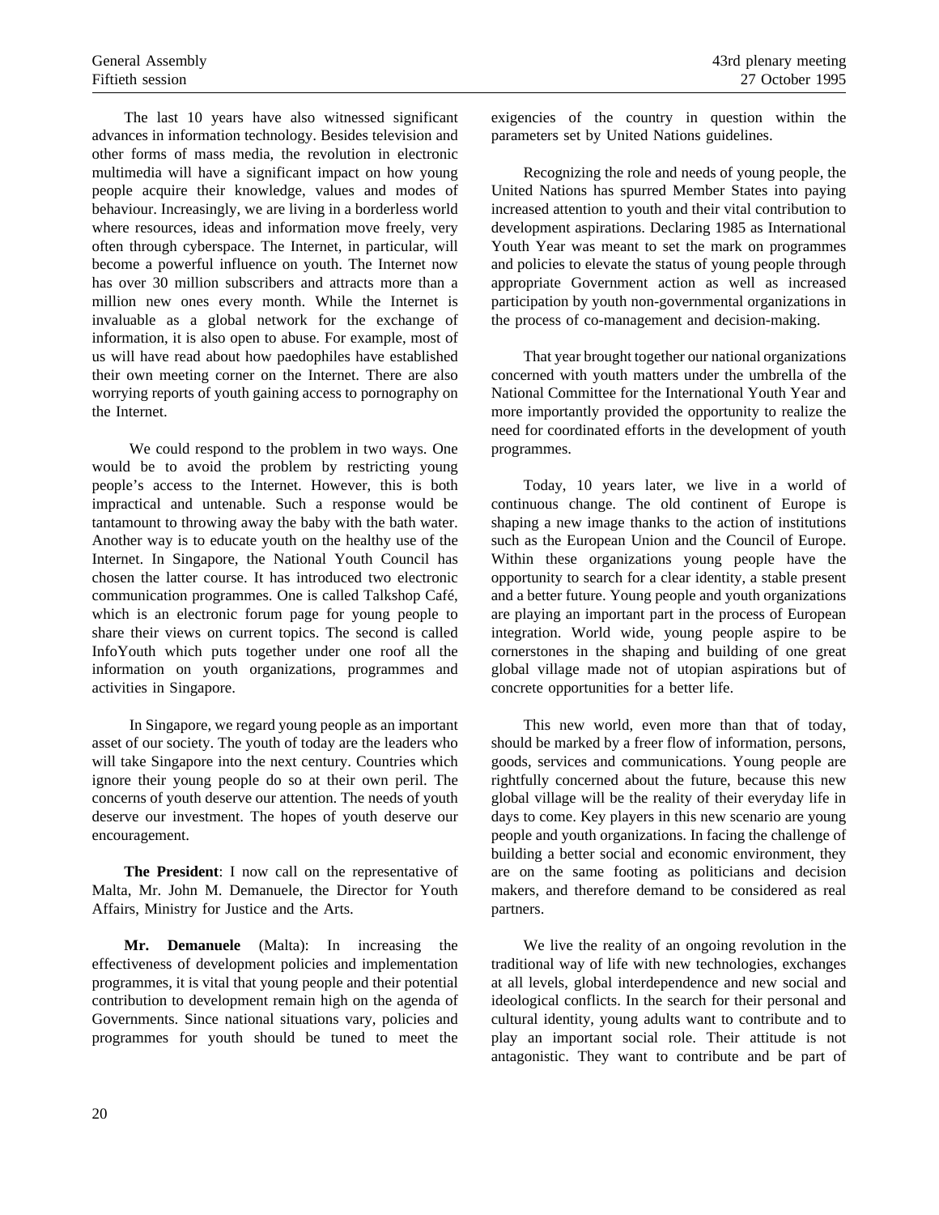The last 10 years have also witnessed significant advances in information technology. Besides television and other forms of mass media, the revolution in electronic multimedia will have a significant impact on how young people acquire their knowledge, values and modes of behaviour. Increasingly, we are living in a borderless world where resources, ideas and information move freely, very often through cyberspace. The Internet, in particular, will become a powerful influence on youth. The Internet now has over 30 million subscribers and attracts more than a million new ones every month. While the Internet is invaluable as a global network for the exchange of information, it is also open to abuse. For example, most of us will have read about how paedophiles have established their own meeting corner on the Internet. There are also worrying reports of youth gaining access to pornography on the Internet.

We could respond to the problem in two ways. One would be to avoid the problem by restricting young people's access to the Internet. However, this is both impractical and untenable. Such a response would be tantamount to throwing away the baby with the bath water. Another way is to educate youth on the healthy use of the Internet. In Singapore, the National Youth Council has chosen the latter course. It has introduced two electronic communication programmes. One is called Talkshop Café, which is an electronic forum page for young people to share their views on current topics. The second is called InfoYouth which puts together under one roof all the information on youth organizations, programmes and activities in Singapore.

In Singapore, we regard young people as an important asset of our society. The youth of today are the leaders who will take Singapore into the next century. Countries which ignore their young people do so at their own peril. The concerns of youth deserve our attention. The needs of youth deserve our investment. The hopes of youth deserve our encouragement.

**The President**: I now call on the representative of Malta, Mr. John M. Demanuele, the Director for Youth Affairs, Ministry for Justice and the Arts.

**Mr. Demanuele** (Malta): In increasing the effectiveness of development policies and implementation programmes, it is vital that young people and their potential contribution to development remain high on the agenda of Governments. Since national situations vary, policies and programmes for youth should be tuned to meet the exigencies of the country in question within the parameters set by United Nations guidelines.

Recognizing the role and needs of young people, the United Nations has spurred Member States into paying increased attention to youth and their vital contribution to development aspirations. Declaring 1985 as International Youth Year was meant to set the mark on programmes and policies to elevate the status of young people through appropriate Government action as well as increased participation by youth non-governmental organizations in the process of co-management and decision-making.

That year brought together our national organizations concerned with youth matters under the umbrella of the National Committee for the International Youth Year and more importantly provided the opportunity to realize the need for coordinated efforts in the development of youth programmes.

Today, 10 years later, we live in a world of continuous change. The old continent of Europe is shaping a new image thanks to the action of institutions such as the European Union and the Council of Europe. Within these organizations young people have the opportunity to search for a clear identity, a stable present and a better future. Young people and youth organizations are playing an important part in the process of European integration. World wide, young people aspire to be cornerstones in the shaping and building of one great global village made not of utopian aspirations but of concrete opportunities for a better life.

This new world, even more than that of today, should be marked by a freer flow of information, persons, goods, services and communications. Young people are rightfully concerned about the future, because this new global village will be the reality of their everyday life in days to come. Key players in this new scenario are young people and youth organizations. In facing the challenge of building a better social and economic environment, they are on the same footing as politicians and decision makers, and therefore demand to be considered as real partners.

We live the reality of an ongoing revolution in the traditional way of life with new technologies, exchanges at all levels, global interdependence and new social and ideological conflicts. In the search for their personal and cultural identity, young adults want to contribute and to play an important social role. Their attitude is not antagonistic. They want to contribute and be part of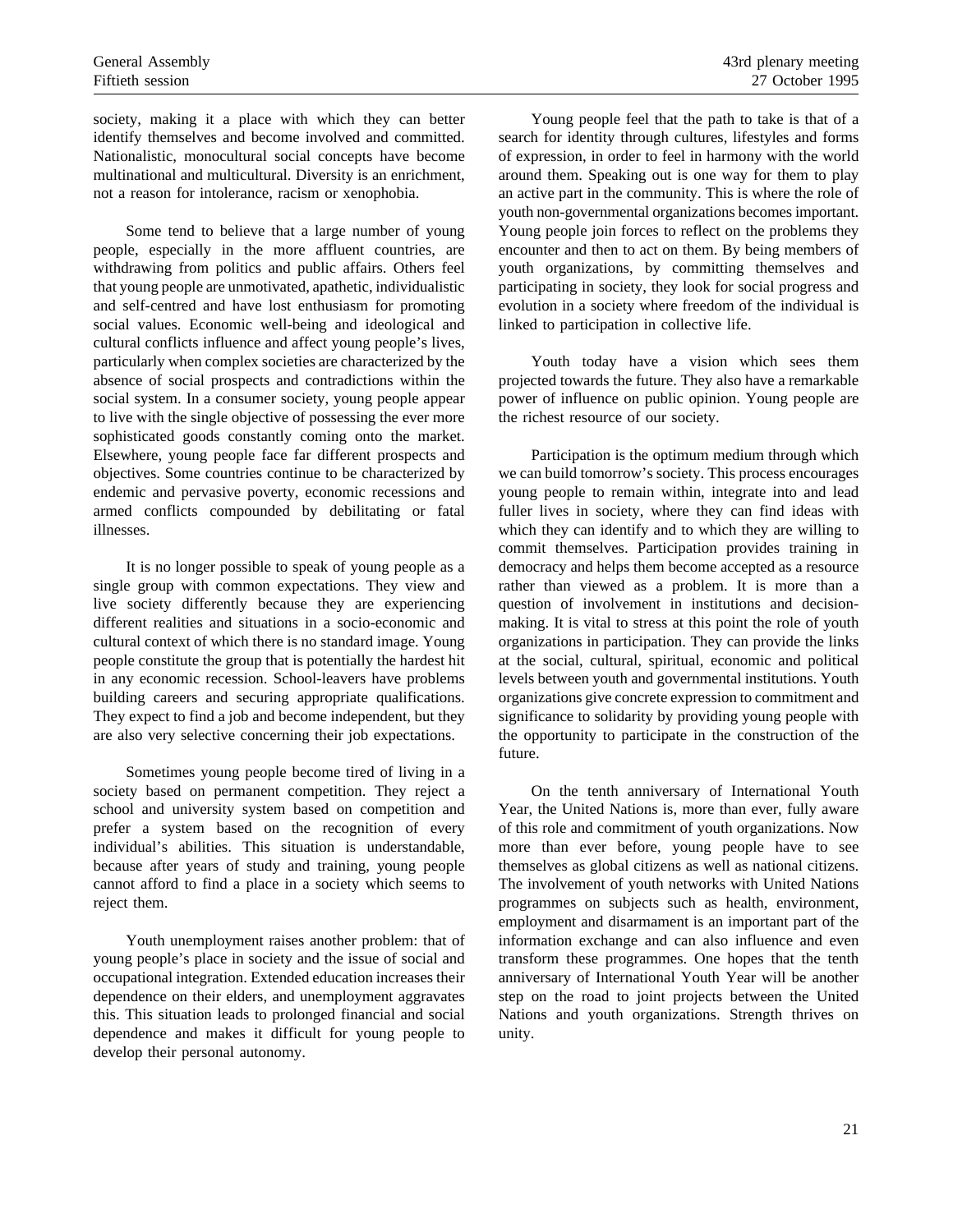society, making it a place with which they can better identify themselves and become involved and committed. Nationalistic, monocultural social concepts have become multinational and multicultural. Diversity is an enrichment, not a reason for intolerance, racism or xenophobia.

Some tend to believe that a large number of young people, especially in the more affluent countries, are withdrawing from politics and public affairs. Others feel that young people are unmotivated, apathetic, individualistic and self-centred and have lost enthusiasm for promoting social values. Economic well-being and ideological and cultural conflicts influence and affect young people's lives, particularly when complex societies are characterized by the absence of social prospects and contradictions within the social system. In a consumer society, young people appear to live with the single objective of possessing the ever more sophisticated goods constantly coming onto the market. Elsewhere, young people face far different prospects and objectives. Some countries continue to be characterized by endemic and pervasive poverty, economic recessions and armed conflicts compounded by debilitating or fatal illnesses.

It is no longer possible to speak of young people as a single group with common expectations. They view and live society differently because they are experiencing different realities and situations in a socio-economic and cultural context of which there is no standard image. Young people constitute the group that is potentially the hardest hit in any economic recession. School-leavers have problems building careers and securing appropriate qualifications. They expect to find a job and become independent, but they are also very selective concerning their job expectations.

Sometimes young people become tired of living in a society based on permanent competition. They reject a school and university system based on competition and prefer a system based on the recognition of every individual's abilities. This situation is understandable, because after years of study and training, young people cannot afford to find a place in a society which seems to reject them.

Youth unemployment raises another problem: that of young people's place in society and the issue of social and occupational integration. Extended education increases their dependence on their elders, and unemployment aggravates this. This situation leads to prolonged financial and social dependence and makes it difficult for young people to develop their personal autonomy.

Young people feel that the path to take is that of a search for identity through cultures, lifestyles and forms of expression, in order to feel in harmony with the world around them. Speaking out is one way for them to play an active part in the community. This is where the role of youth non-governmental organizations becomes important. Young people join forces to reflect on the problems they encounter and then to act on them. By being members of youth organizations, by committing themselves and participating in society, they look for social progress and evolution in a society where freedom of the individual is linked to participation in collective life.

Youth today have a vision which sees them projected towards the future. They also have a remarkable power of influence on public opinion. Young people are the richest resource of our society.

Participation is the optimum medium through which we can build tomorrow's society. This process encourages young people to remain within, integrate into and lead fuller lives in society, where they can find ideas with which they can identify and to which they are willing to commit themselves. Participation provides training in democracy and helps them become accepted as a resource rather than viewed as a problem. It is more than a question of involvement in institutions and decision-making. It is vital to stress at this point the role of youth organizations in participation. They can provide the links at the social, cultural, spiritual, economic and political levels between youth and governmental institutions. Youth organizations give concrete expression to commitment and significance to solidarity by providing young people with the opportunity to participate in the construction of the future.

On the tenth anniversary of International Youth Year, the United Nations is, more than ever, fully aware of this role and commitment of youth organizations. Now more than ever before, young people have to see themselves as global citizens as well as national citizens. The involvement of youth networks with United Nations programmes on subjects such as health, environment, employment and disarmament is an important part of the information exchange and can also influence and even transform these programmes. One hopes that the tenth anniversary of International Youth Year will be another step on the road to joint projects between the United Nations and youth organizations. Strength thrives on unity.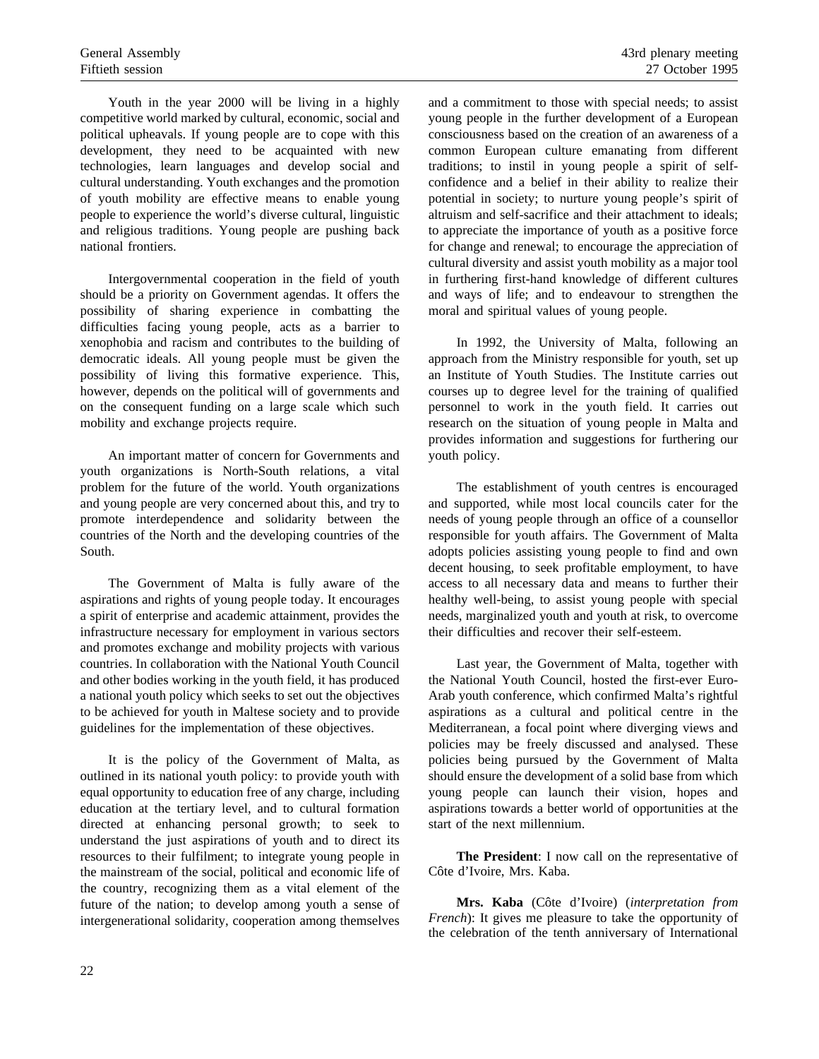Youth in the year 2000 will be living in a highly competitive world marked by cultural, economic, social and political upheavals. If young people are to cope with this development, they need to be acquainted with new technologies, learn languages and develop social and cultural understanding. Youth exchanges and the promotion of youth mobility are effective means to enable young people to experience the world's diverse cultural, linguistic and religious traditions. Young people are pushing back national frontiers.

Intergovernmental cooperation in the field of youth should be a priority on Government agendas. It offers the possibility of sharing experience in combatting the difficulties facing young people, acts as a barrier to xenophobia and racism and contributes to the building of democratic ideals. All young people must be given the possibility of living this formative experience. This, however, depends on the political will of governments and on the consequent funding on a large scale which such mobility and exchange projects require.

An important matter of concern for Governments and youth organizations is North-South relations, a vital problem for the future of the world. Youth organizations and young people are very concerned about this, and try to promote interdependence and solidarity between the countries of the North and the developing countries of the South.

The Government of Malta is fully aware of the aspirations and rights of young people today. It encourages a spirit of enterprise and academic attainment, provides the infrastructure necessary for employment in various sectors and promotes exchange and mobility projects with various countries. In collaboration with the National Youth Council and other bodies working in the youth field, it has produced a national youth policy which seeks to set out the objectives to be achieved for youth in Maltese society and to provide guidelines for the implementation of these objectives.

It is the policy of the Government of Malta, as outlined in its national youth policy: to provide youth with equal opportunity to education free of any charge, including education at the tertiary level, and to cultural formation directed at enhancing personal growth; to seek to understand the just aspirations of youth and to direct its resources to their fulfilment; to integrate young people in the mainstream of the social, political and economic life of the country, recognizing them as a vital element of the future of the nation; to develop among youth a sense of intergenerational solidarity, cooperation among themselves and a commitment to those with special needs; to assist young people in the further development of a European consciousness based on the creation of an awareness of a common European culture emanating from different traditions; to instil in young people a spirit of self-confidence and a belief in their ability to realize their potential in society; to nurture young people's spirit of altruism and self-sacrifice and their attachment to ideals; to appreciate the importance of youth as a positive force for change and renewal; to encourage the appreciation of cultural diversity and assist youth mobility as a major tool in furthering first-hand knowledge of different cultures and ways of life; and to endeavour to strengthen the moral and spiritual values of young people.

In 1992, the University of Malta, following an approach from the Ministry responsible for youth, set up an Institute of Youth Studies. The Institute carries out courses up to degree level for the training of qualified personnel to work in the youth field. It carries out research on the situation of young people in Malta and provides information and suggestions for furthering our youth policy.

The establishment of youth centres is encouraged and supported, while most local councils cater for the needs of young people through an office of a counsellor responsible for youth affairs. The Government of Malta adopts policies assisting young people to find and own decent housing, to seek profitable employment, to have access to all necessary data and means to further their healthy well-being, to assist young people with special needs, marginalized youth and youth at risk, to overcome their difficulties and recover their self-esteem.

Last year, the Government of Malta, together with the National Youth Council, hosted the first-ever Euro-Arab youth conference, which confirmed Malta's rightful aspirations as a cultural and political centre in the Mediterranean, a focal point where diverging views and policies may be freely discussed and analysed. These policies being pursued by the Government of Malta should ensure the development of a solid base from which young people can launch their vision, hopes and aspirations towards a better world of opportunities at the start of the next millennium.

**The President**: I now call on the representative of Côte d'Ivoire, Mrs. Kaba.

**Mrs. Kaba** (Côte d'Ivoire) (*interpretation from French*): It gives me pleasure to take the opportunity of the celebration of the tenth anniversary of International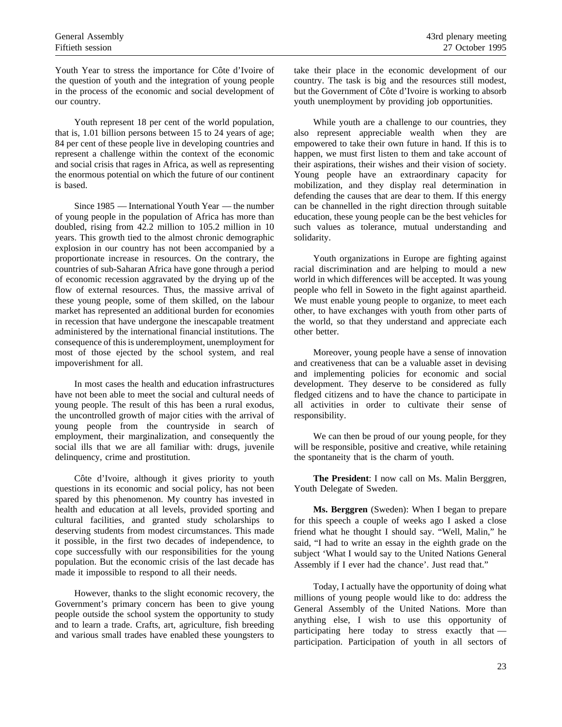Youth Year to stress the importance for Côte d'Ivoire of the question of youth and the integration of young people in the process of the economic and social development of our country.

Youth represent 18 per cent of the world population, that is, 1.01 billion persons between 15 to 24 years of age; 84 per cent of these people live in developing countries and represent a challenge within the context of the economic and social crisis that rages in Africa, as well as representing the enormous potential on which the future of our continent is based.

Since 1985 — International Youth Year — the number of young people in the population of Africa has more than doubled, rising from 42.2 million to 105.2 million in 10 years. This growth tied to the almost chronic demographic explosion in our country has not been accompanied by a proportionate increase in resources. On the contrary, the countries of sub-Saharan Africa have gone through a period of economic recession aggravated by the drying up of the flow of external resources. Thus, the massive arrival of these young people, some of them skilled, on the labour market has represented an additional burden for economies in recession that have undergone the inescapable treatment administered by the international financial institutions. The consequence of this is underemployment, unemployment for most of those ejected by the school system, and real impoverishment for all.

In most cases the health and education infrastructures have not been able to meet the social and cultural needs of young people. The result of this has been a rural exodus, the uncontrolled growth of major cities with the arrival of young people from the countryside in search of employment, their marginalization, and consequently the social ills that we are all familiar with: drugs, juvenile delinquency, crime and prostitution.

Côte d'Ivoire, although it gives priority to youth questions in its economic and social policy, has not been spared by this phenomenon. My country has invested in health and education at all levels, provided sporting and cultural facilities, and granted study scholarships to deserving students from modest circumstances. This made it possible, in the first two decades of independence, to cope successfully with our responsibilities for the young population. But the economic crisis of the last decade has made it impossible to respond to all their needs.

However, thanks to the slight economic recovery, the Government's primary concern has been to give young people outside the school system the opportunity to study and to learn a trade. Crafts, art, agriculture, fish breeding and various small trades have enabled these youngsters to take their place in the economic development of our country. The task is big and the resources still modest, but the Government of Côte d'Ivoire is working to absorb youth unemployment by providing job opportunities.

While youth are a challenge to our countries, they also represent appreciable wealth when they are empowered to take their own future in hand. If this is to happen, we must first listen to them and take account of their aspirations, their wishes and their vision of society. Young people have an extraordinary capacity for mobilization, and they display real determination in defending the causes that are dear to them. If this energy can be channelled in the right direction through suitable education, these young people can be the best vehicles for such values as tolerance, mutual understanding and solidarity.

Youth organizations in Europe are fighting against racial discrimination and are helping to mould a new world in which differences will be accepted. It was young people who fell in Soweto in the fight against apartheid. We must enable young people to organize, to meet each other, to have exchanges with youth from other parts of the world, so that they understand and appreciate each other better.

Moreover, young people have a sense of innovation and creativeness that can be a valuable asset in devising and implementing policies for economic and social development. They deserve to be considered as fully fledged citizens and to have the chance to participate in all activities in order to cultivate their sense of responsibility.

We can then be proud of our young people, for they will be responsible, positive and creative, while retaining the spontaneity that is the charm of youth.

**The President**: I now call on Ms. Malin Berggren, Youth Delegate of Sweden.

**Ms. Berggren** (Sweden): When I began to prepare for this speech a couple of weeks ago I asked a close friend what he thought I should say. "Well, Malin," he said, "I had to write an essay in the eighth grade on the subject 'What I would say to the United Nations General Assembly if I ever had the chance'. Just read that."

Today, I actually have the opportunity of doing what millions of young people would like to do: address the General Assembly of the United Nations. More than anything else, I wish to use this opportunity of participating here today to stress exactly that — participation. Participation of youth in all sectors of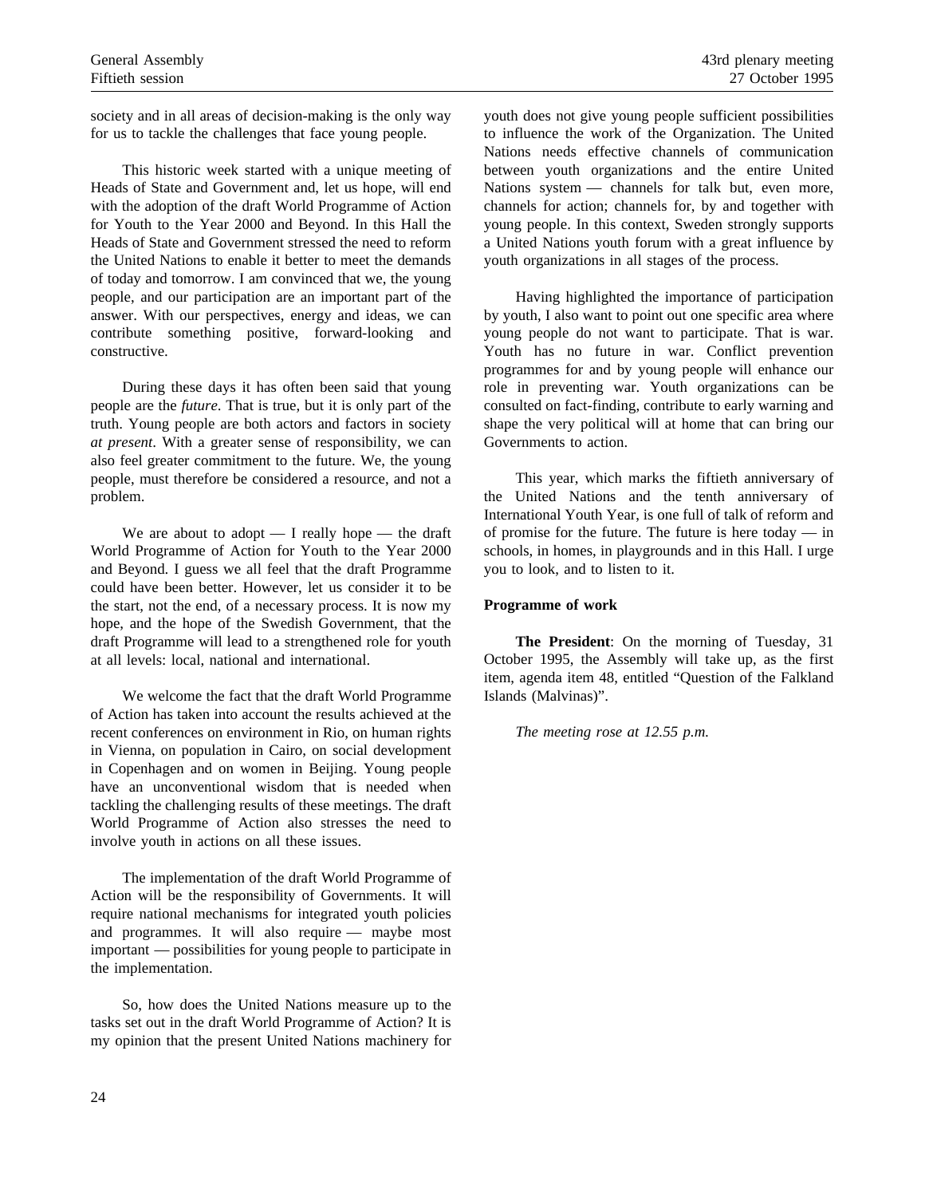society and in all areas of decision-making is the only way for us to tackle the challenges that face young people.

This historic week started with a unique meeting of Heads of State and Government and, let us hope, will end with the adoption of the draft World Programme of Action for Youth to the Year 2000 and Beyond. In this Hall the Heads of State and Government stressed the need to reform the United Nations to enable it better to meet the demands of today and tomorrow. I am convinced that we, the young people, and our participation are an important part of the answer. With our perspectives, energy and ideas, we can contribute something positive, forward-looking and constructive.

During these days it has often been said that young people are the *future*. That is true, but it is only part of the truth. Young people are both actors and factors in society *at present*. With a greater sense of responsibility, we can also feel greater commitment to the future. We, the young people, must therefore be considered a resource, and not a problem.

We are about to adopt — I really hope — the draft World Programme of Action for Youth to the Year 2000 and Beyond. I guess we all feel that the draft Programme could have been better. However, let us consider it to be the start, not the end, of a necessary process. It is now my hope, and the hope of the Swedish Government, that the draft Programme will lead to a strengthened role for youth at all levels: local, national and international.

We welcome the fact that the draft World Programme of Action has taken into account the results achieved at the recent conferences on environment in Rio, on human rights in Vienna, on population in Cairo, on social development in Copenhagen and on women in Beijing. Young people have an unconventional wisdom that is needed when tackling the challenging results of these meetings. The draft World Programme of Action also stresses the need to involve youth in actions on all these issues.

The implementation of the draft World Programme of Action will be the responsibility of Governments. It will require national mechanisms for integrated youth policies and programmes. It will also require — maybe most important — possibilities for young people to participate in the implementation.

So, how does the United Nations measure up to the tasks set out in the draft World Programme of Action? It is my opinion that the present United Nations machinery for youth does not give young people sufficient possibilities to influence the work of the Organization. The United Nations needs effective channels of communication between youth organizations and the entire United Nations system — channels for talk but, even more, channels for action; channels for, by and together with young people. In this context, Sweden strongly supports a United Nations youth forum with a great influence by youth organizations in all stages of the process.

Having highlighted the importance of participation by youth, I also want to point out one specific area where young people do not want to participate. That is war. Youth has no future in war. Conflict prevention programmes for and by young people will enhance our role in preventing war. Youth organizations can be consulted on fact-finding, contribute to early warning and shape the very political will at home that can bring our Governments to action.

This year, which marks the fiftieth anniversary of the United Nations and the tenth anniversary of International Youth Year, is one full of talk of reform and of promise for the future. The future is here today — in schools, in homes, in playgrounds and in this Hall. I urge you to look, and to listen to it.

**Programme of work**

**The President**: On the morning of Tuesday, 31 October 1995, the Assembly will take up, as the first item, agenda item 48, entitled “Question of the Falkland Islands (Malvinas)”.

*The meeting rose at 12.55 p.m.*